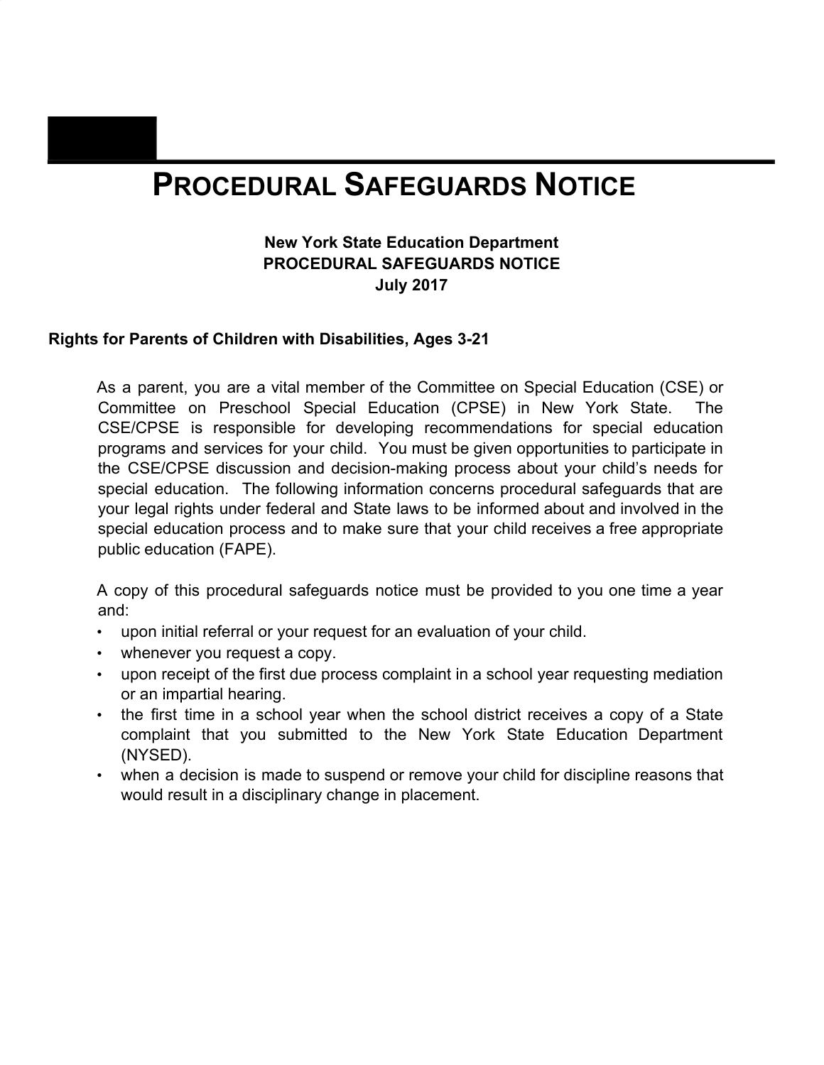# PROCEDURAL SAFEGUARDS NOTICE

**New York State Education Department**
**PROCEDURAL SAFEGUARDS NOTICE**
**July 2017**

## Rights for Parents of Children with Disabilities, Ages 3-21

As a parent, you are a vital member of the Committee on Special Education (CSE) or Committee on Preschool Special Education (CPSE) in New York State. The CSE/CPSE is responsible for developing recommendations for special education programs and services for your child. You must be given opportunities to participate in the CSE/CPSE discussion and decision-making process about your child's needs for special education. The following information concerns procedural safeguards that are your legal rights under federal and State laws to be informed about and involved in the special education process and to make sure that your child receives a free appropriate public education (FAPE).

A copy of this procedural safeguards notice must be provided to you one time a year and:

- upon initial referral or your request for an evaluation of your child.
- whenever you request a copy.
- upon receipt of the first due process complaint in a school year requesting mediation or an impartial hearing.
- the first time in a school year when the school district receives a copy of a State complaint that you submitted to the New York State Education Department (NYSED).
- when a decision is made to suspend or remove your child for discipline reasons that would result in a disciplinary change in placement.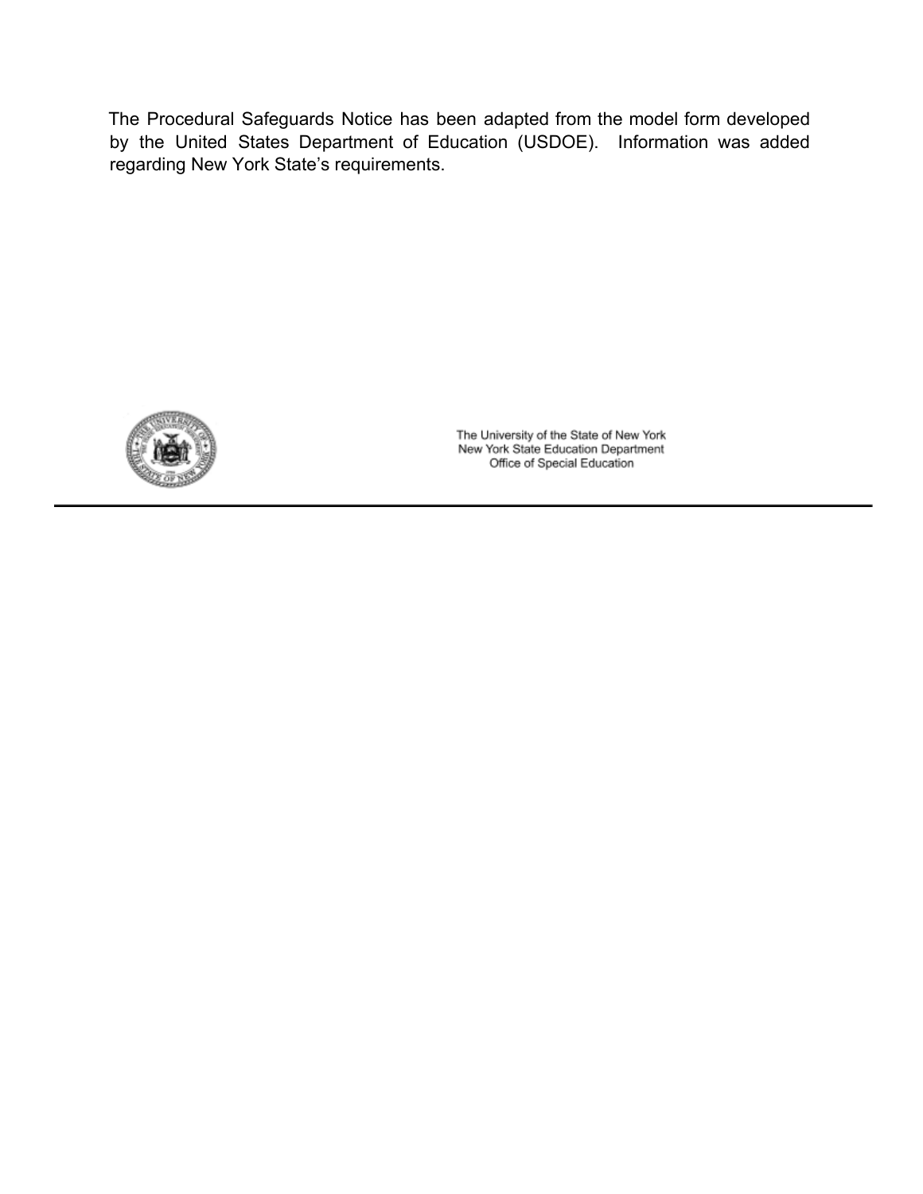The Procedural Safeguards Notice has been adapted from the model form developed by the United States Department of Education (USDOE). Information was added regarding New York State's requirements.

The University of the State of New York
New York State Education Department
Office of Special Education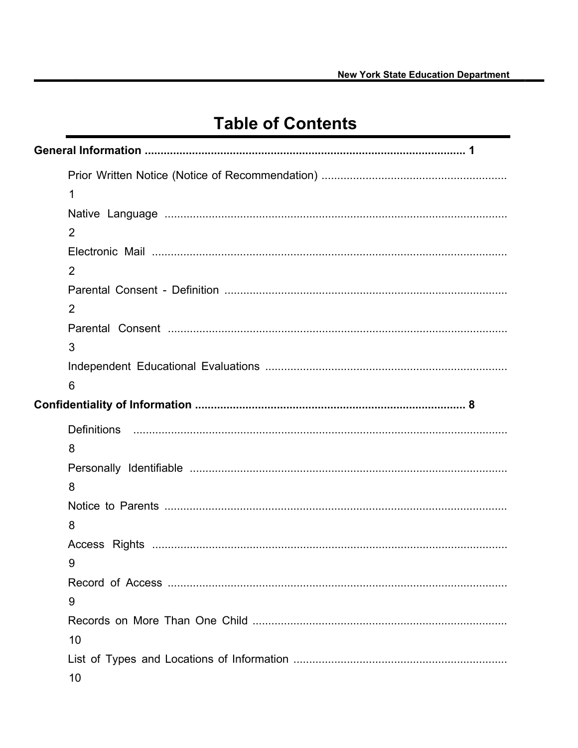# Table of Contents

**General Information ..................................................................................................... 1**

Prior Written Notice (Notice of Recommendation) .......................................................... 1

Native Language ............................................................................................................ 2

Electronic Mail ................................................................................................................ 2

Parental Consent - Definition .......................................................................................... 2

Parental Consent ........................................................................................................... 3

Independent Educational Evaluations ............................................................................ 6

**Confidentiality of Information .................................................................................... 8**

Definitions ...................................................................................................................... 8

Personally Identifiable .................................................................................................... 8

Notice to Parents ............................................................................................................ 8

Access Rights ................................................................................................................ 9

Record of Access ........................................................................................................... 9

Records on More Than One Child ................................................................................ 10

List of Types and Locations of Information ................................................................... 10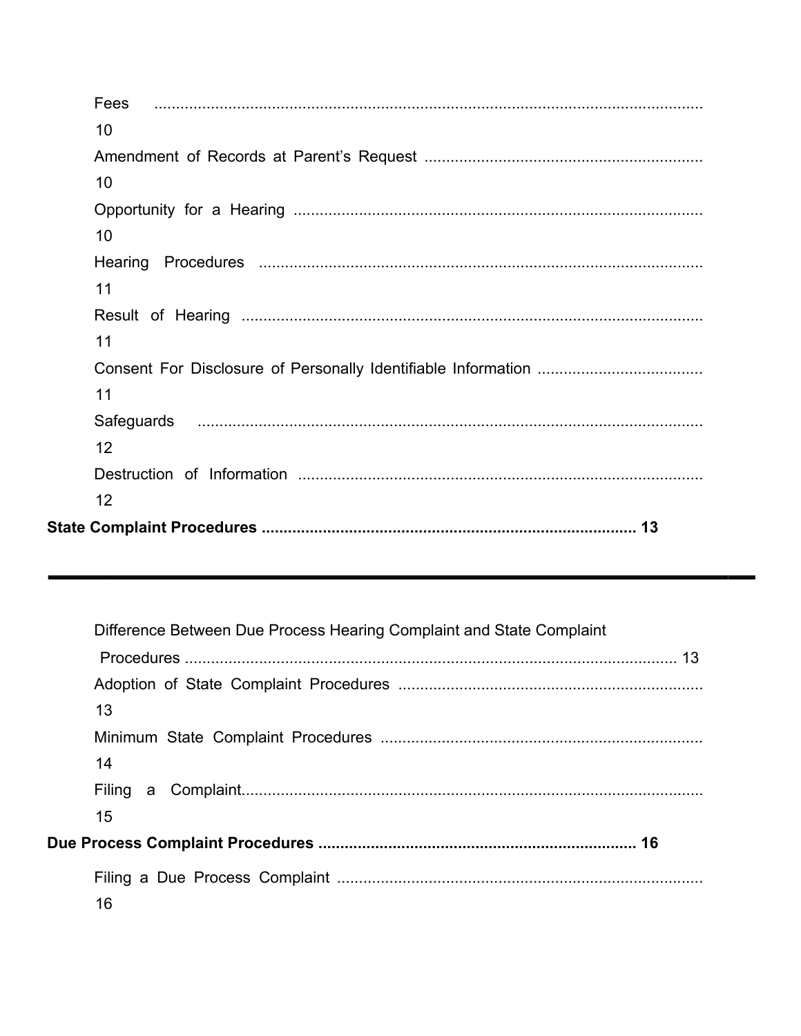Fees ........................................................................................................................ 10

Amendment of Records at Parent's Request ............................................................... 10

Opportunity for a Hearing .............................................................................................. 10

Hearing Procedures ...................................................................................................... 11

Result of Hearing ........................................................................................................... 11

Consent For Disclosure of Personally Identifiable Information ..................................... 11

Safeguards ..................................................................................................................... 12

Destruction of Information ............................................................................................. 12

**State Complaint Procedures ..................................................................................... 13**

Difference Between Due Process Hearing Complaint and State Complaint Procedures ................................................................................................................. 13

Adoption of State Complaint Procedures ..................................................................... 13

Minimum State Complaint Procedures ......................................................................... 14

Filing a Complaint.......................................................................................................... 15

**Due Process Complaint Procedures ........................................................................ 16**

Filing a Due Process Complaint .................................................................................... 16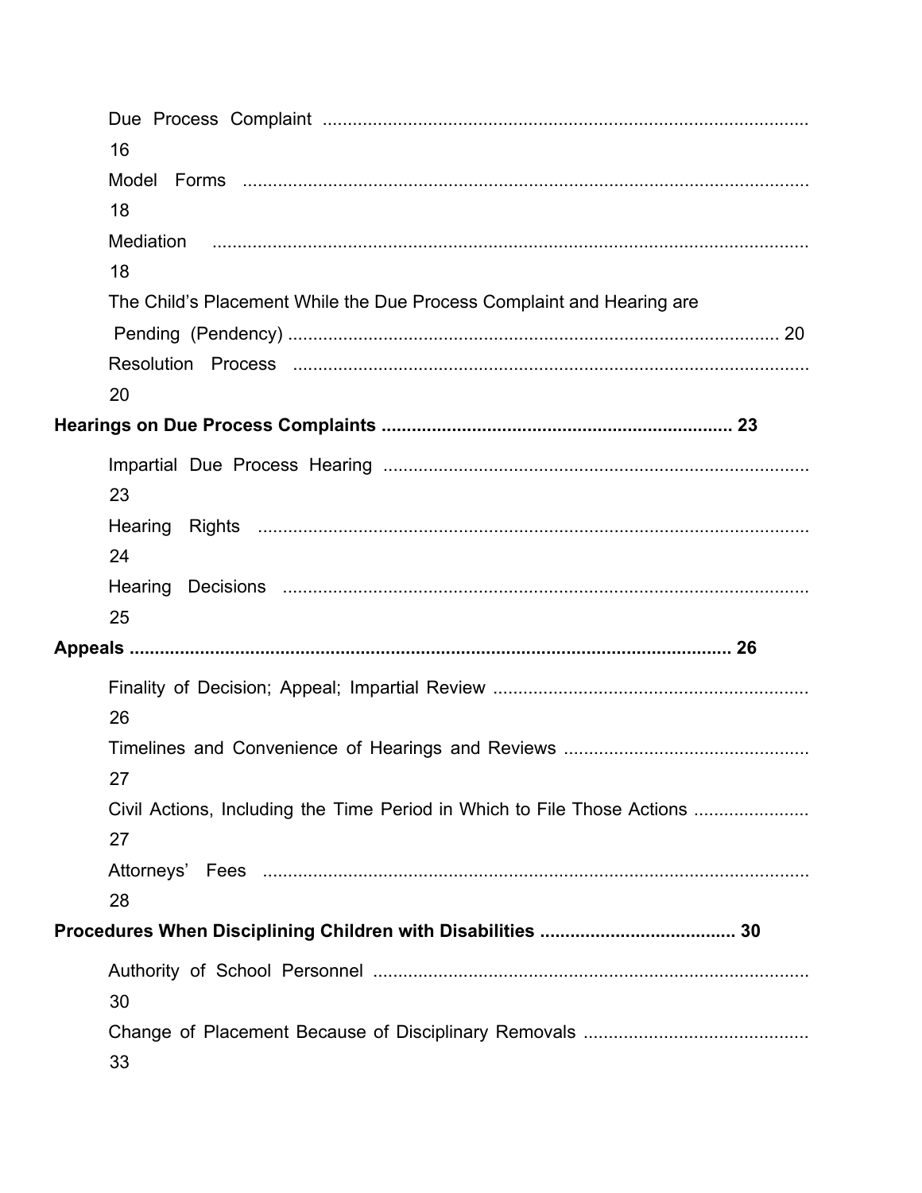Due Process Complaint ................................................................................................ 16

Model Forms ................................................................................................ 18

Mediation ................................................................................................ 18

The Child's Placement While the Due Process Complaint and Hearing are Pending (Pendency) ................................................................................................ 20

Resolution Process ................................................................................................ 20

**Hearings on Due Process Complaints ..................................................................... 23**

Impartial Due Process Hearing ................................................................................................ 23

Hearing Rights ................................................................................................ 24

Hearing Decisions ................................................................................................ 25

**Appeals ................................................................................................ 26**

Finality of Decision; Appeal; Impartial Review ................................................................ 26

Timelines and Convenience of Hearings and Reviews ................................................ 27

Civil Actions, Including the Time Period in Which to File Those Actions ...................... 27

Attorneys' Fees ................................................................................................ 28

**Procedures When Disciplining Children with Disabilities ...................................... 30**

Authority of School Personnel ................................................................................................ 30

Change of Placement Because of Disciplinary Removals ............................................ 33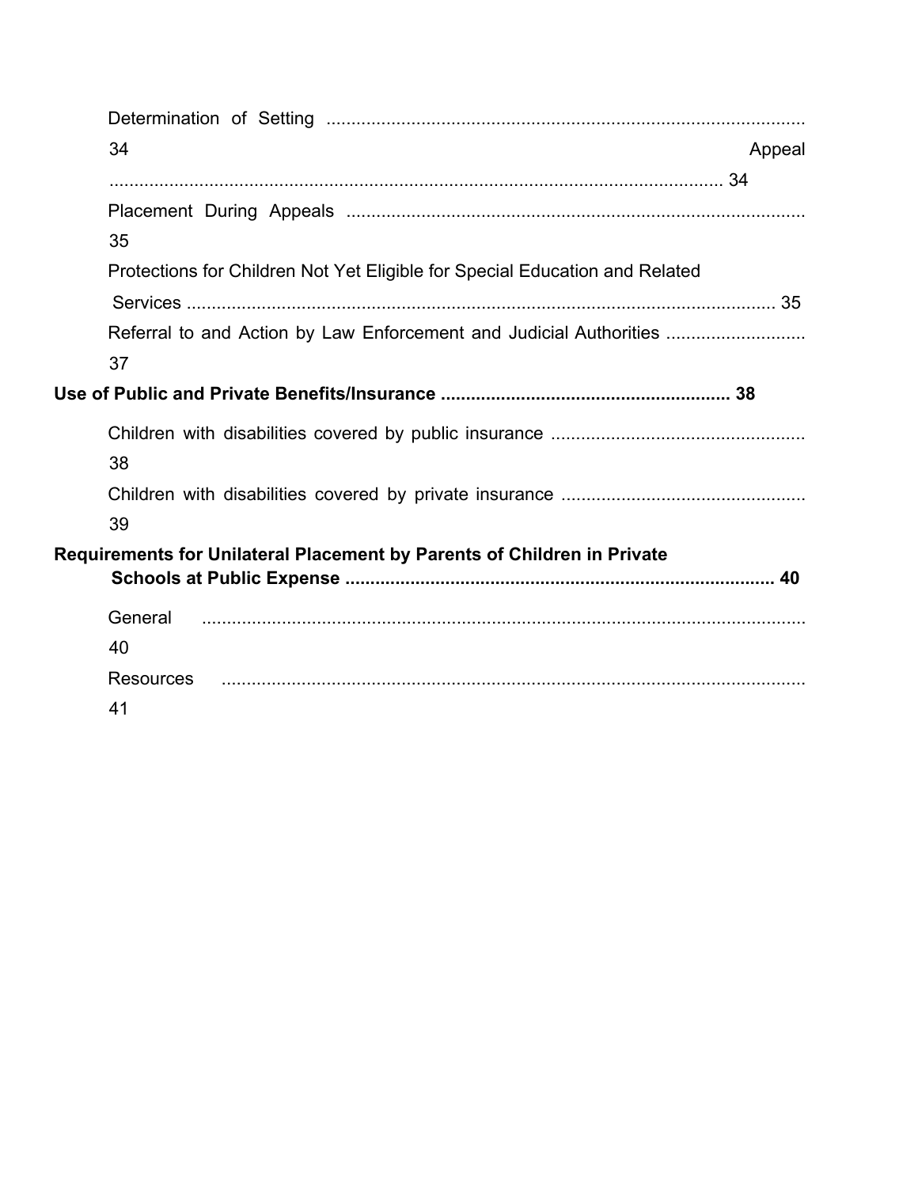Determination of Setting ................................................................................................ 34

Appeal ........................................................................................................................... 34

Placement During Appeals ........................................................................................... 35

Protections for Children Not Yet Eligible for Special Education and Related Services ...................................................................................................................... 35

Referral to and Action by Law Enforcement and Judicial Authorities ............................ 37

**Use of Public and Private Benefits/Insurance ......................................................... 38**

Children with disabilities covered by public insurance .................................................. 38

Children with disabilities covered by private insurance ................................................. 39

**Requirements for Unilateral Placement by Parents of Children in Private Schools at Public Expense ..................................................................................... 40**

General ......................................................................................................................... 40

Resources ..................................................................................................................... 41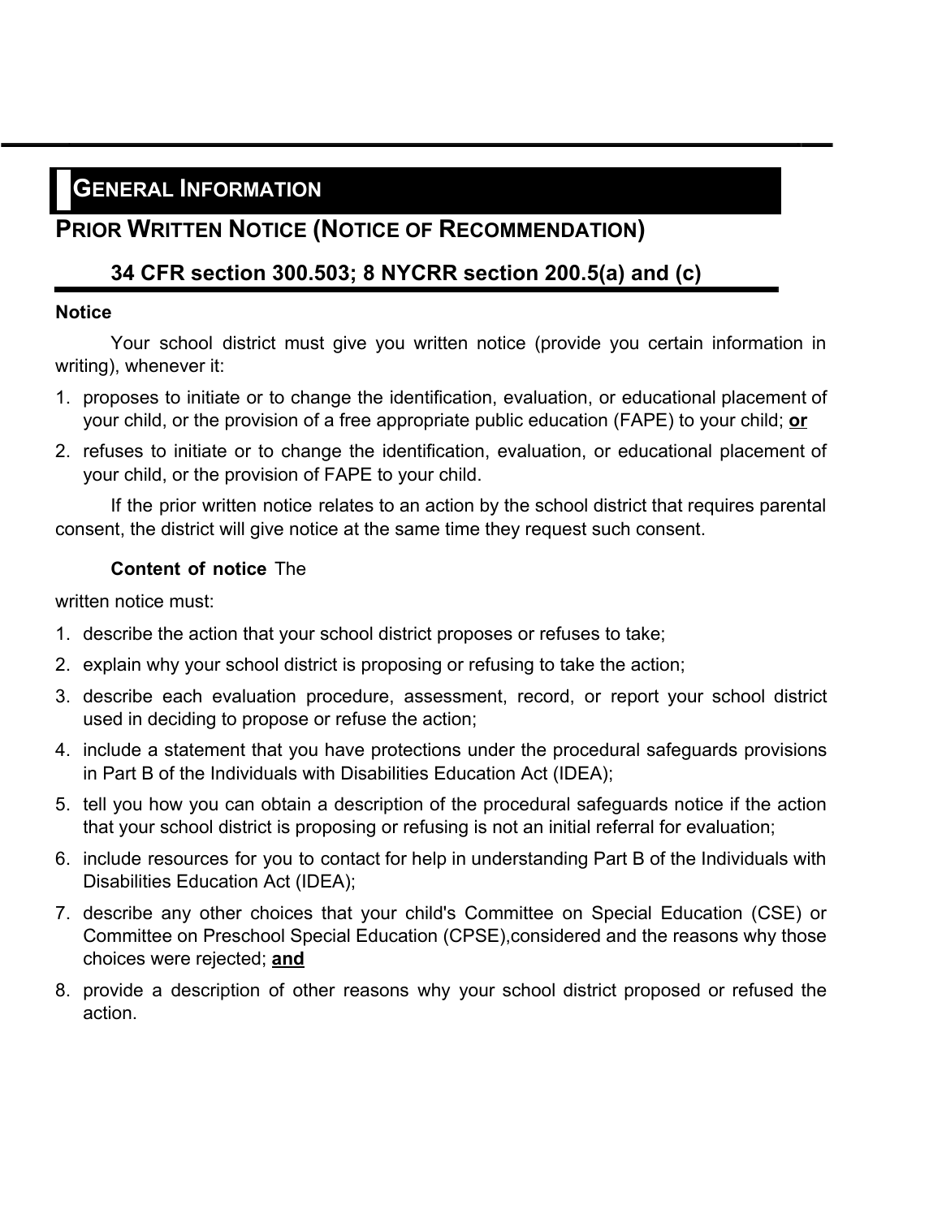# General Information

## Prior Written Notice (Notice of Recommendation)

### 34 CFR section 300.503; 8 NYCRR section 200.5(a) and (c)

**Notice**

Your school district must give you written notice (provide you certain information in writing), whenever it:

1. proposes to initiate or to change the identification, evaluation, or educational placement of your child, or the provision of a free appropriate public education (FAPE) to your child; **or**
2. refuses to initiate or to change the identification, evaluation, or educational placement of your child, or the provision of FAPE to your child.

If the prior written notice relates to an action by the school district that requires parental consent, the district will give notice at the same time they request such consent.

**Content of notice** The written notice must:

1. describe the action that your school district proposes or refuses to take;
2. explain why your school district is proposing or refusing to take the action;
3. describe each evaluation procedure, assessment, record, or report your school district used in deciding to propose or refuse the action;
4. include a statement that you have protections under the procedural safeguards provisions in Part B of the Individuals with Disabilities Education Act (IDEA);
5. tell you how you can obtain a description of the procedural safeguards notice if the action that your school district is proposing or refusing is not an initial referral for evaluation;
6. include resources for you to contact for help in understanding Part B of the Individuals with Disabilities Education Act (IDEA);
7. describe any other choices that your child's Committee on Special Education (CSE) or Committee on Preschool Special Education (CPSE),considered and the reasons why those choices were rejected; **and**
8. provide a description of other reasons why your school district proposed or refused the action.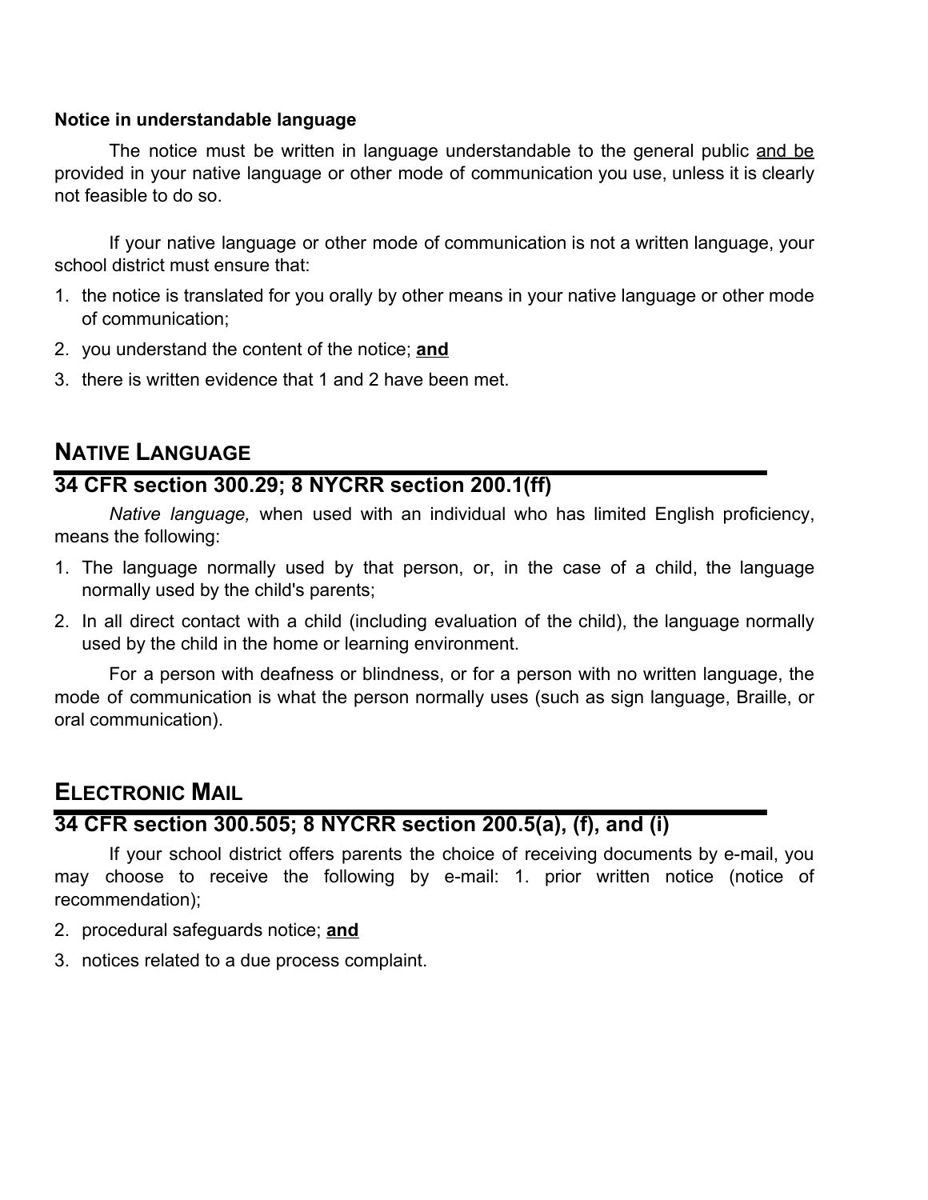**Notice in understandable language**

The notice must be written in language understandable to the general public <u>and be</u> provided in your native language or other mode of communication you use, unless it is clearly not feasible to do so.

If your native language or other mode of communication is not a written language, your school district must ensure that:

1. the notice is translated for you orally by other means in your native language or other mode of communication;
2. you understand the content of the notice; **<u>and</u>**
3. there is written evidence that 1 and 2 have been met.

## NATIVE LANGUAGE

## 34 CFR section 300.29; 8 NYCRR section 200.1(ff)

*Native language,* when used with an individual who has limited English proficiency, means the following:

1. The language normally used by that person, or, in the case of a child, the language normally used by the child's parents;
2. In all direct contact with a child (including evaluation of the child), the language normally used by the child in the home or learning environment.

For a person with deafness or blindness, or for a person with no written language, the mode of communication is what the person normally uses (such as sign language, Braille, or oral communication).

## ELECTRONIC MAIL

## 34 CFR section 300.505; 8 NYCRR section 200.5(a), (f), and (i)

If your school district offers parents the choice of receiving documents by e-mail, you may choose to receive the following by e-mail: 1. prior written notice (notice of recommendation);

2. procedural safeguards notice; **<u>and</u>**
3. notices related to a due process complaint.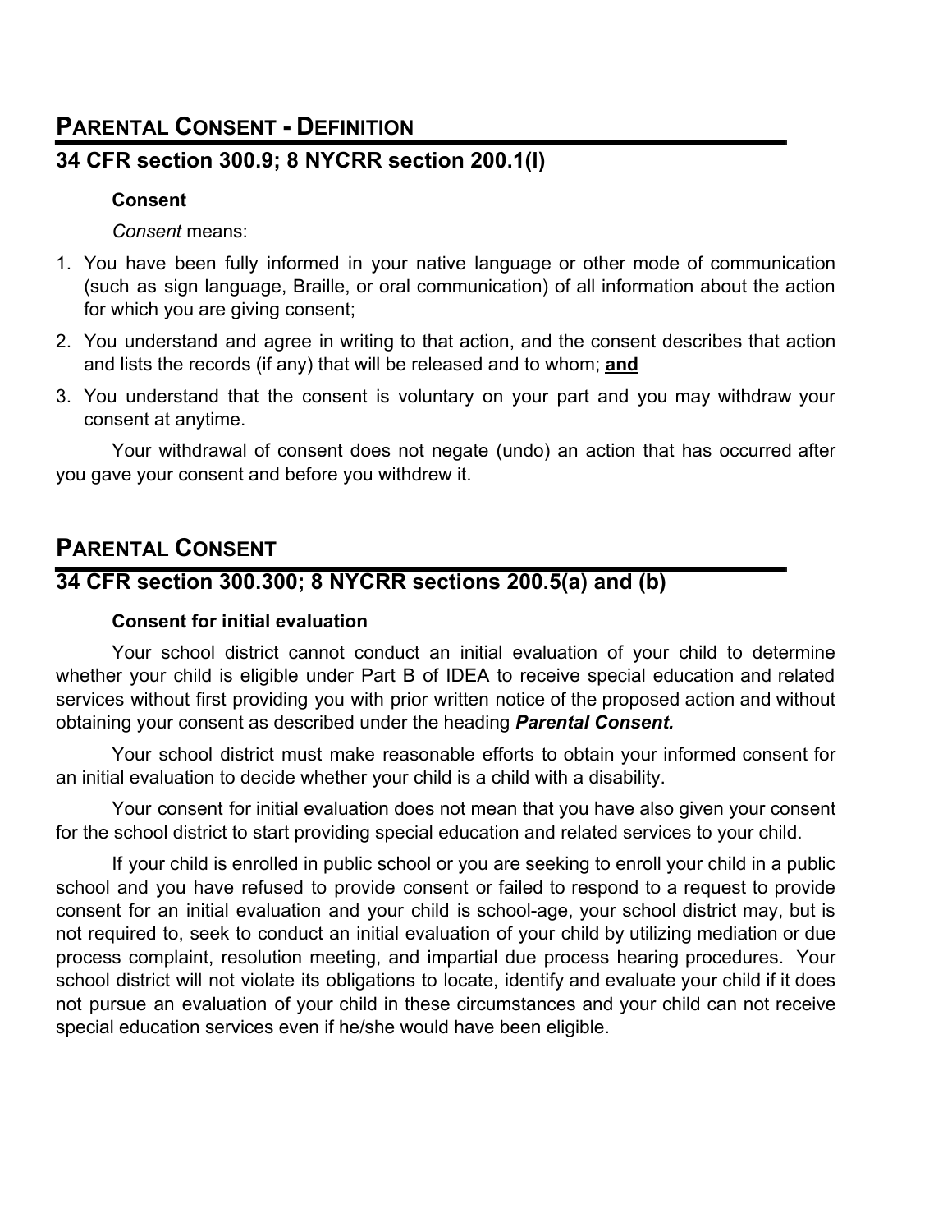## PARENTAL CONSENT - DEFINITION

## 34 CFR section 300.9; 8 NYCRR section 200.1(l)

**Consent**

*Consent* means:

1. You have been fully informed in your native language or other mode of communication (such as sign language, Braille, or oral communication) of all information about the action for which you are giving consent;
2. You understand and agree in writing to that action, and the consent describes that action and lists the records (if any) that will be released and to whom; **and**
3. You understand that the consent is voluntary on your part and you may withdraw your consent at anytime.

Your withdrawal of consent does not negate (undo) an action that has occurred after you gave your consent and before you withdrew it.

## PARENTAL CONSENT

## 34 CFR section 300.300; 8 NYCRR sections 200.5(a) and (b)

**Consent for initial evaluation**

Your school district cannot conduct an initial evaluation of your child to determine whether your child is eligible under Part B of IDEA to receive special education and related services without first providing you with prior written notice of the proposed action and without obtaining your consent as described under the heading ***Parental Consent.***

Your school district must make reasonable efforts to obtain your informed consent for an initial evaluation to decide whether your child is a child with a disability.

Your consent for initial evaluation does not mean that you have also given your consent for the school district to start providing special education and related services to your child.

If your child is enrolled in public school or you are seeking to enroll your child in a public school and you have refused to provide consent or failed to respond to a request to provide consent for an initial evaluation and your child is school-age, your school district may, but is not required to, seek to conduct an initial evaluation of your child by utilizing mediation or due process complaint, resolution meeting, and impartial due process hearing procedures. Your school district will not violate its obligations to locate, identify and evaluate your child if it does not pursue an evaluation of your child in these circumstances and your child can not receive special education services even if he/she would have been eligible.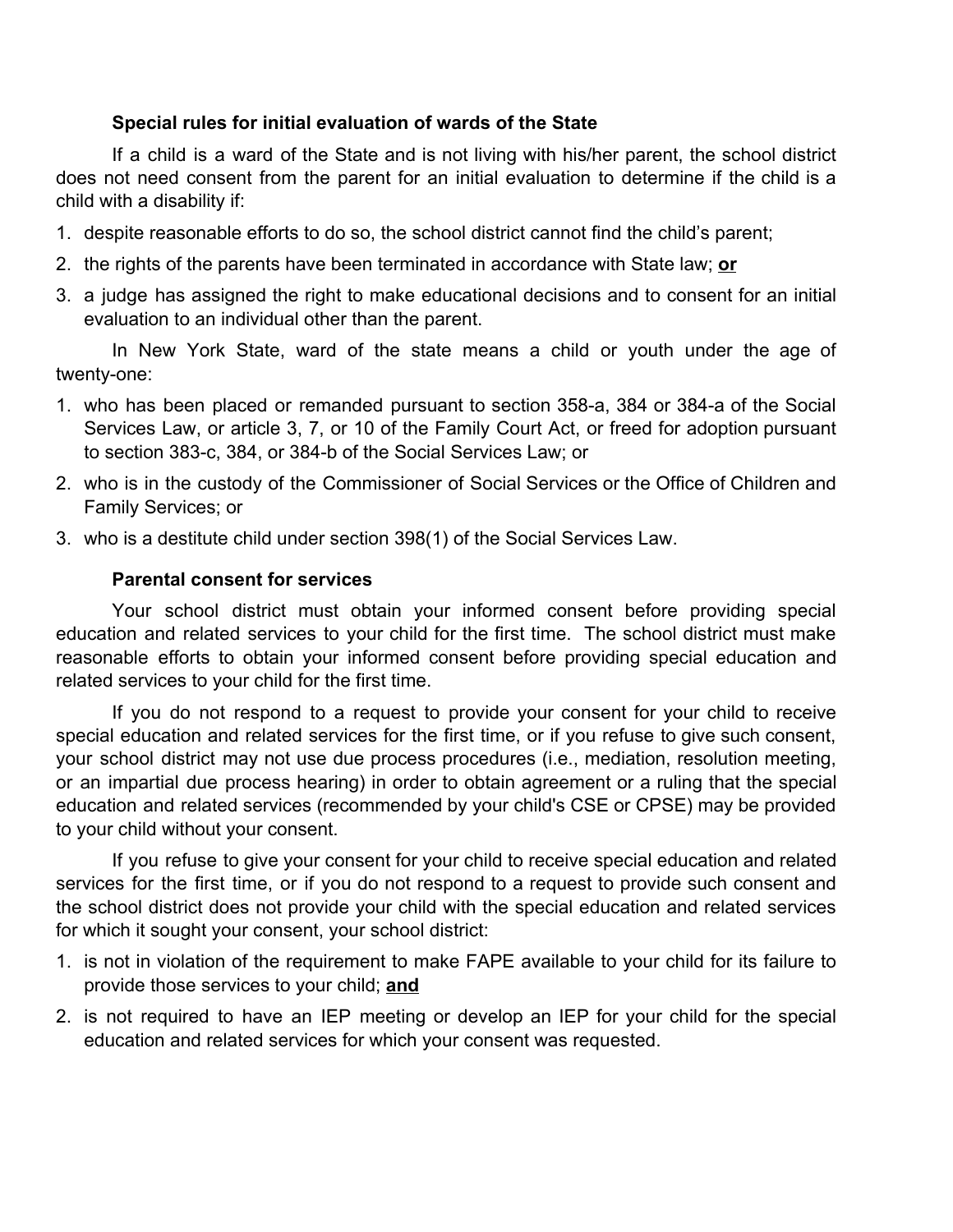### Special rules for initial evaluation of wards of the State

If a child is a ward of the State and is not living with his/her parent, the school district does not need consent from the parent for an initial evaluation to determine if the child is a child with a disability if:

1. despite reasonable efforts to do so, the school district cannot find the child's parent;
2. the rights of the parents have been terminated in accordance with State law; **or**
3. a judge has assigned the right to make educational decisions and to consent for an initial evaluation to an individual other than the parent.

In New York State, ward of the state means a child or youth under the age of twenty-one:

1. who has been placed or remanded pursuant to section 358-a, 384 or 384-a of the Social Services Law, or article 3, 7, or 10 of the Family Court Act, or freed for adoption pursuant to section 383-c, 384, or 384-b of the Social Services Law; or
2. who is in the custody of the Commissioner of Social Services or the Office of Children and Family Services; or
3. who is a destitute child under section 398(1) of the Social Services Law.

### Parental consent for services

Your school district must obtain your informed consent before providing special education and related services to your child for the first time. The school district must make reasonable efforts to obtain your informed consent before providing special education and related services to your child for the first time.

If you do not respond to a request to provide your consent for your child to receive special education and related services for the first time, or if you refuse to give such consent, your school district may not use due process procedures (i.e., mediation, resolution meeting, or an impartial due process hearing) in order to obtain agreement or a ruling that the special education and related services (recommended by your child's CSE or CPSE) may be provided to your child without your consent.

If you refuse to give your consent for your child to receive special education and related services for the first time, or if you do not respond to a request to provide such consent and the school district does not provide your child with the special education and related services for which it sought your consent, your school district:

1. is not in violation of the requirement to make FAPE available to your child for its failure to provide those services to your child; **and**
2. is not required to have an IEP meeting or develop an IEP for your child for the special education and related services for which your consent was requested.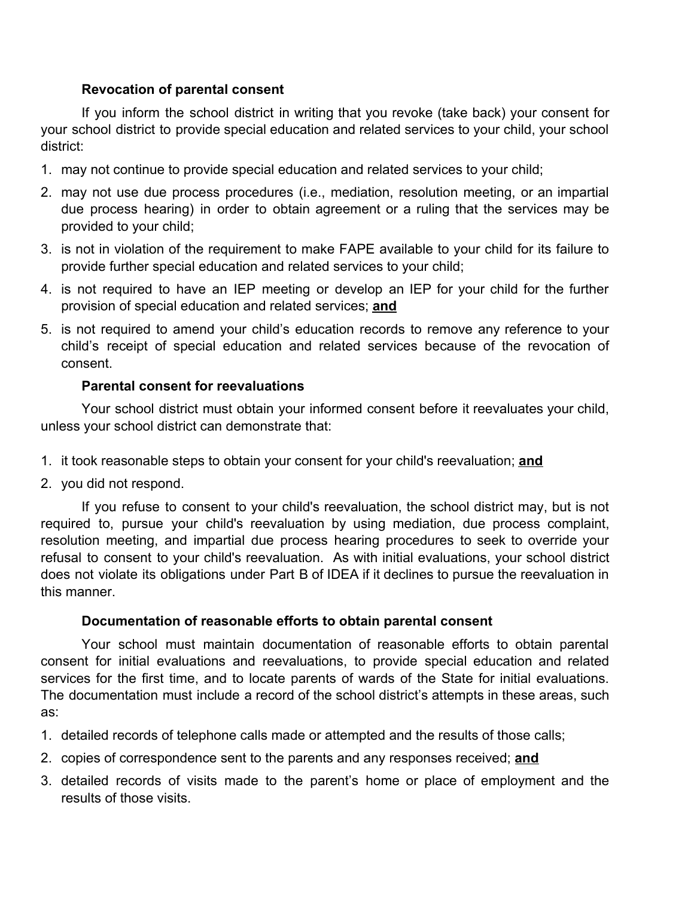### Revocation of parental consent

If you inform the school district in writing that you revoke (take back) your consent for your school district to provide special education and related services to your child, your school district:

1. may not continue to provide special education and related services to your child;
2. may not use due process procedures (i.e., mediation, resolution meeting, or an impartial due process hearing) in order to obtain agreement or a ruling that the services may be provided to your child;
3. is not in violation of the requirement to make FAPE available to your child for its failure to provide further special education and related services to your child;
4. is not required to have an IEP meeting or develop an IEP for your child for the further provision of special education and related services; **and**
5. is not required to amend your child's education records to remove any reference to your child's receipt of special education and related services because of the revocation of consent.

### Parental consent for reevaluations

Your school district must obtain your informed consent before it reevaluates your child, unless your school district can demonstrate that:

1. it took reasonable steps to obtain your consent for your child's reevaluation; **and**
2. you did not respond.

If you refuse to consent to your child's reevaluation, the school district may, but is not required to, pursue your child's reevaluation by using mediation, due process complaint, resolution meeting, and impartial due process hearing procedures to seek to override your refusal to consent to your child's reevaluation. As with initial evaluations, your school district does not violate its obligations under Part B of IDEA if it declines to pursue the reevaluation in this manner.

### Documentation of reasonable efforts to obtain parental consent

Your school must maintain documentation of reasonable efforts to obtain parental consent for initial evaluations and reevaluations, to provide special education and related services for the first time, and to locate parents of wards of the State for initial evaluations. The documentation must include a record of the school district's attempts in these areas, such as:

1. detailed records of telephone calls made or attempted and the results of those calls;
2. copies of correspondence sent to the parents and any responses received; **and**
3. detailed records of visits made to the parent's home or place of employment and the results of those visits.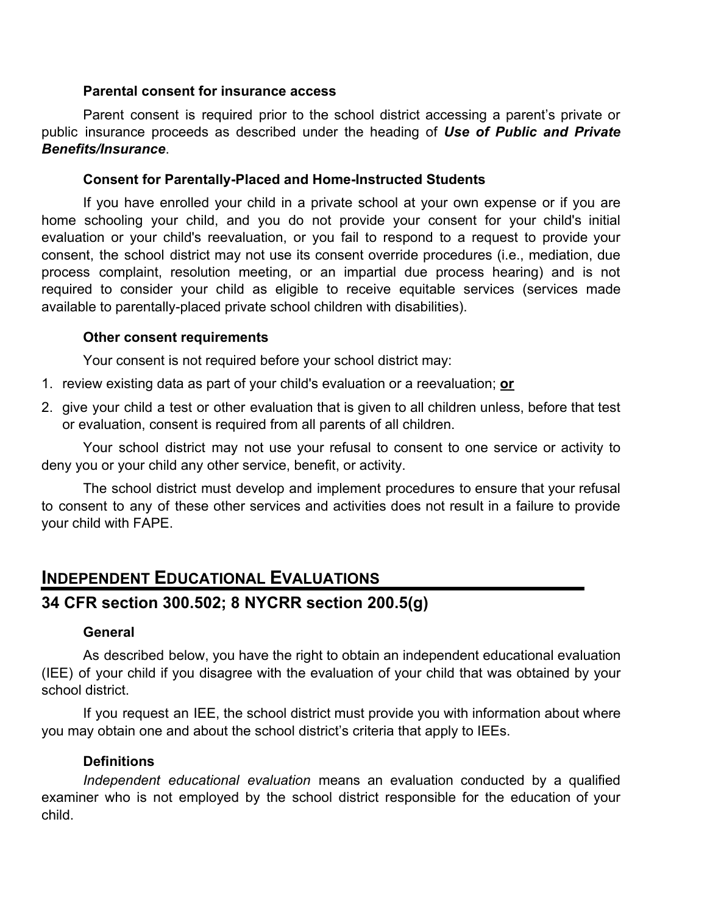### Parental consent for insurance access

Parent consent is required prior to the school district accessing a parent's private or public insurance proceeds as described under the heading of ***Use of Public and Private Benefits/Insurance***.

### Consent for Parentally-Placed and Home-Instructed Students

If you have enrolled your child in a private school at your own expense or if you are home schooling your child, and you do not provide your consent for your child's initial evaluation or your child's reevaluation, or you fail to respond to a request to provide your consent, the school district may not use its consent override procedures (i.e., mediation, due process complaint, resolution meeting, or an impartial due process hearing) and is not required to consider your child as eligible to receive equitable services (services made available to parentally-placed private school children with disabilities).

### Other consent requirements

Your consent is not required before your school district may:

1. review existing data as part of your child's evaluation or a reevaluation; **or**
2. give your child a test or other evaluation that is given to all children unless, before that test or evaluation, consent is required from all parents of all children.

Your school district may not use your refusal to consent to one service or activity to deny you or your child any other service, benefit, or activity.

The school district must develop and implement procedures to ensure that your refusal to consent to any of these other services and activities does not result in a failure to provide your child with FAPE.

## INDEPENDENT EDUCATIONAL EVALUATIONS

## 34 CFR section 300.502; 8 NYCRR section 200.5(g)

### General

As described below, you have the right to obtain an independent educational evaluation (IEE) of your child if you disagree with the evaluation of your child that was obtained by your school district.

If you request an IEE, the school district must provide you with information about where you may obtain one and about the school district's criteria that apply to IEEs.

### Definitions

*Independent educational evaluation* means an evaluation conducted by a qualified examiner who is not employed by the school district responsible for the education of your child.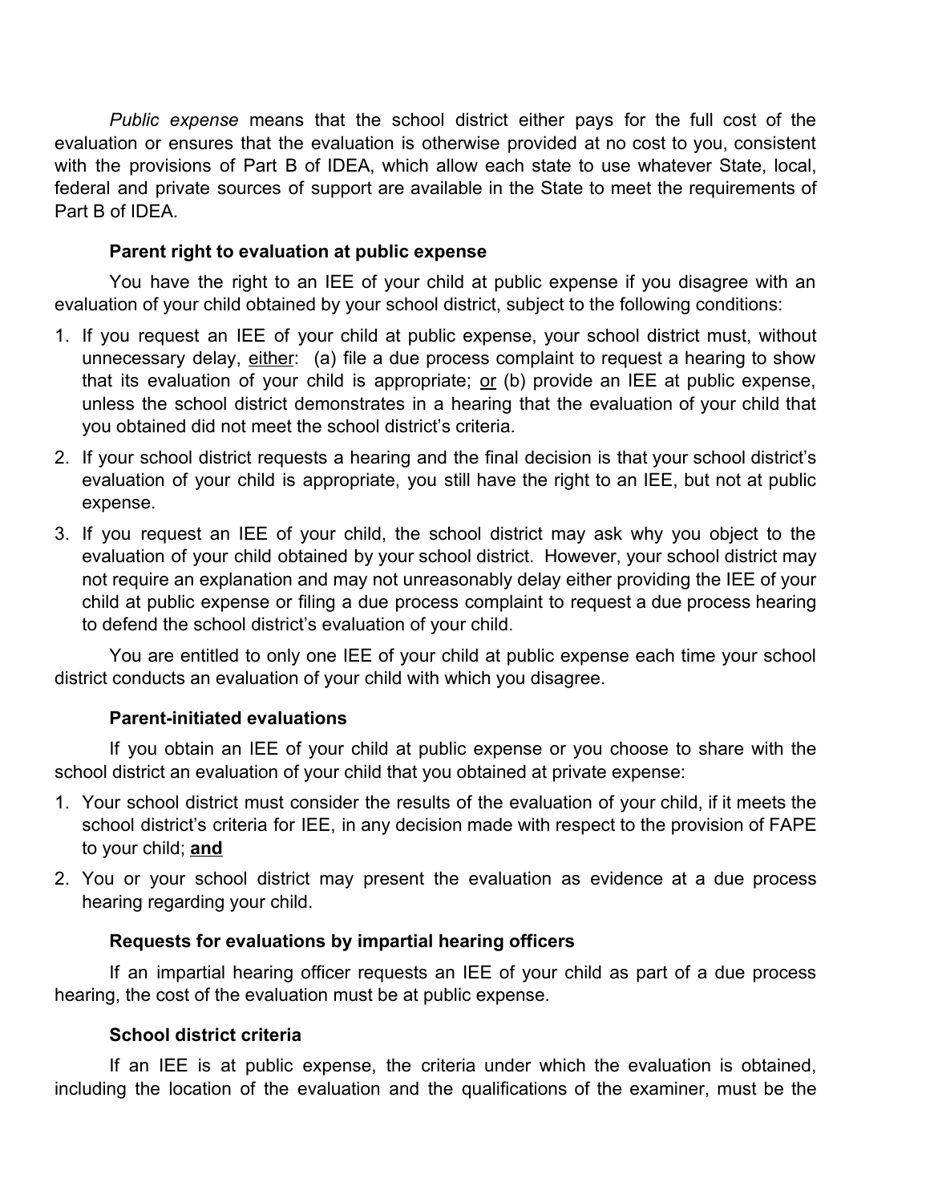*Public expense* means that the school district either pays for the full cost of the evaluation or ensures that the evaluation is otherwise provided at no cost to you, consistent with the provisions of Part B of IDEA, which allow each state to use whatever State, local, federal and private sources of support are available in the State to meet the requirements of Part B of IDEA.

**Parent right to evaluation at public expense**

You have the right to an IEE of your child at public expense if you disagree with an evaluation of your child obtained by your school district, subject to the following conditions:

1. If you request an IEE of your child at public expense, your school district must, without unnecessary delay, <u>either</u>: (a) file a due process complaint to request a hearing to show that its evaluation of your child is appropriate; <u>or</u> (b) provide an IEE at public expense, unless the school district demonstrates in a hearing that the evaluation of your child that you obtained did not meet the school district's criteria.
2. If your school district requests a hearing and the final decision is that your school district's evaluation of your child is appropriate, you still have the right to an IEE, but not at public expense.
3. If you request an IEE of your child, the school district may ask why you object to the evaluation of your child obtained by your school district. However, your school district may not require an explanation and may not unreasonably delay either providing the IEE of your child at public expense or filing a due process complaint to request a due process hearing to defend the school district's evaluation of your child.

You are entitled to only one IEE of your child at public expense each time your school district conducts an evaluation of your child with which you disagree.

**Parent-initiated evaluations**

If you obtain an IEE of your child at public expense or you choose to share with the school district an evaluation of your child that you obtained at private expense:

1. Your school district must consider the results of the evaluation of your child, if it meets the school district's criteria for IEE, in any decision made with respect to the provision of FAPE to your child; <u>**and**</u>
2. You or your school district may present the evaluation as evidence at a due process hearing regarding your child.

**Requests for evaluations by impartial hearing officers**

If an impartial hearing officer requests an IEE of your child as part of a due process hearing, the cost of the evaluation must be at public expense.

**School district criteria**

If an IEE is at public expense, the criteria under which the evaluation is obtained, including the location of the evaluation and the qualifications of the examiner, must be the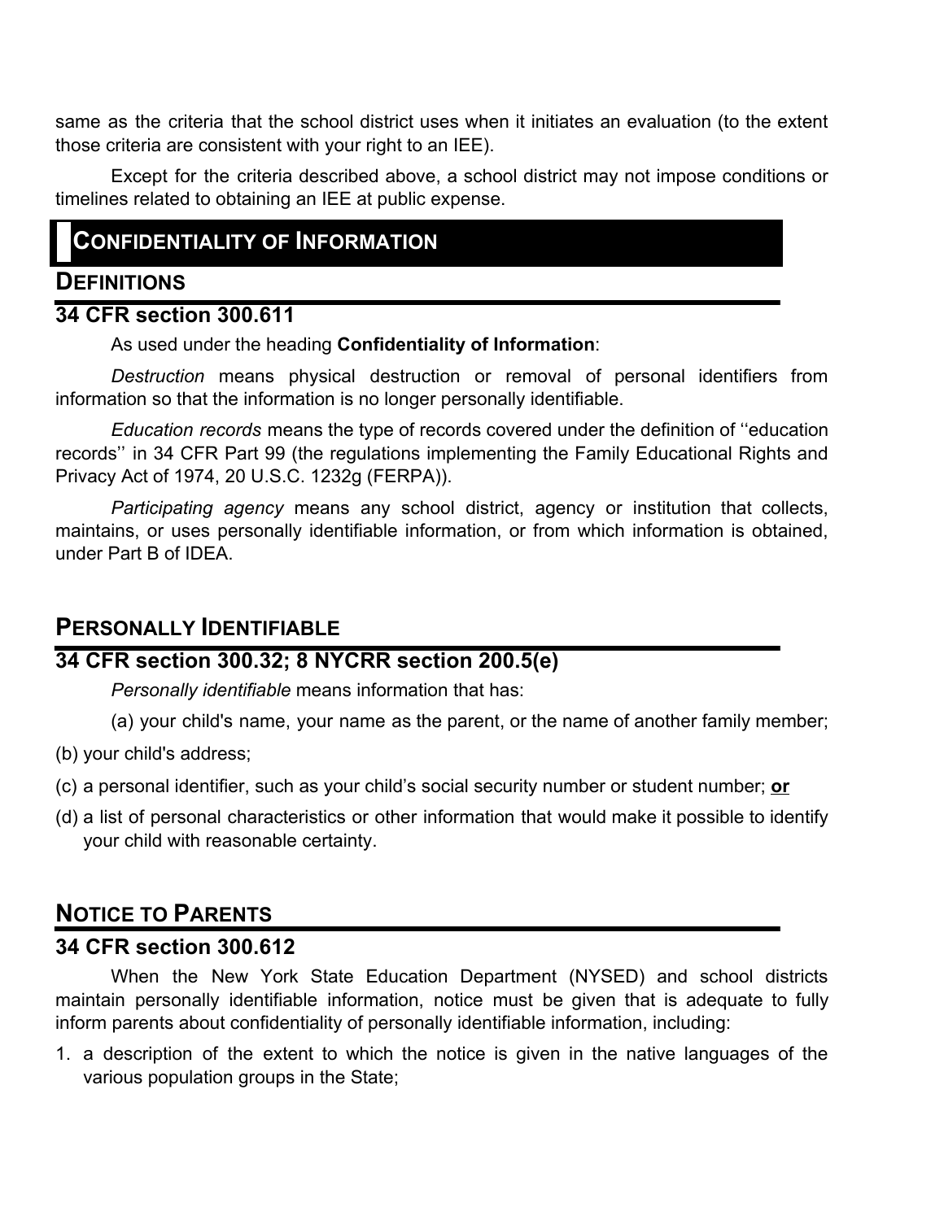same as the criteria that the school district uses when it initiates an evaluation (to the extent those criteria are consistent with your right to an IEE).

Except for the criteria described above, a school district may not impose conditions or timelines related to obtaining an IEE at public expense.

# CONFIDENTIALITY OF INFORMATION

## DEFINITIONS

### 34 CFR section 300.611

As used under the heading **Confidentiality of Information**:

*Destruction* means physical destruction or removal of personal identifiers from information so that the information is no longer personally identifiable.

*Education records* means the type of records covered under the definition of ''education records'' in 34 CFR Part 99 (the regulations implementing the Family Educational Rights and Privacy Act of 1974, 20 U.S.C. 1232g (FERPA)).

*Participating agency* means any school district, agency or institution that collects, maintains, or uses personally identifiable information, or from which information is obtained, under Part B of IDEA.

## PERSONALLY IDENTIFIABLE

### 34 CFR section 300.32; 8 NYCRR section 200.5(e)

*Personally identifiable* means information that has:

(a) your child's name, your name as the parent, or the name of another family member;

(b) your child's address;

(c) a personal identifier, such as your child's social security number or student number; **or**

(d) a list of personal characteristics or other information that would make it possible to identify your child with reasonable certainty.

## NOTICE TO PARENTS

### 34 CFR section 300.612

When the New York State Education Department (NYSED) and school districts maintain personally identifiable information, notice must be given that is adequate to fully inform parents about confidentiality of personally identifiable information, including:

1. a description of the extent to which the notice is given in the native languages of the various population groups in the State;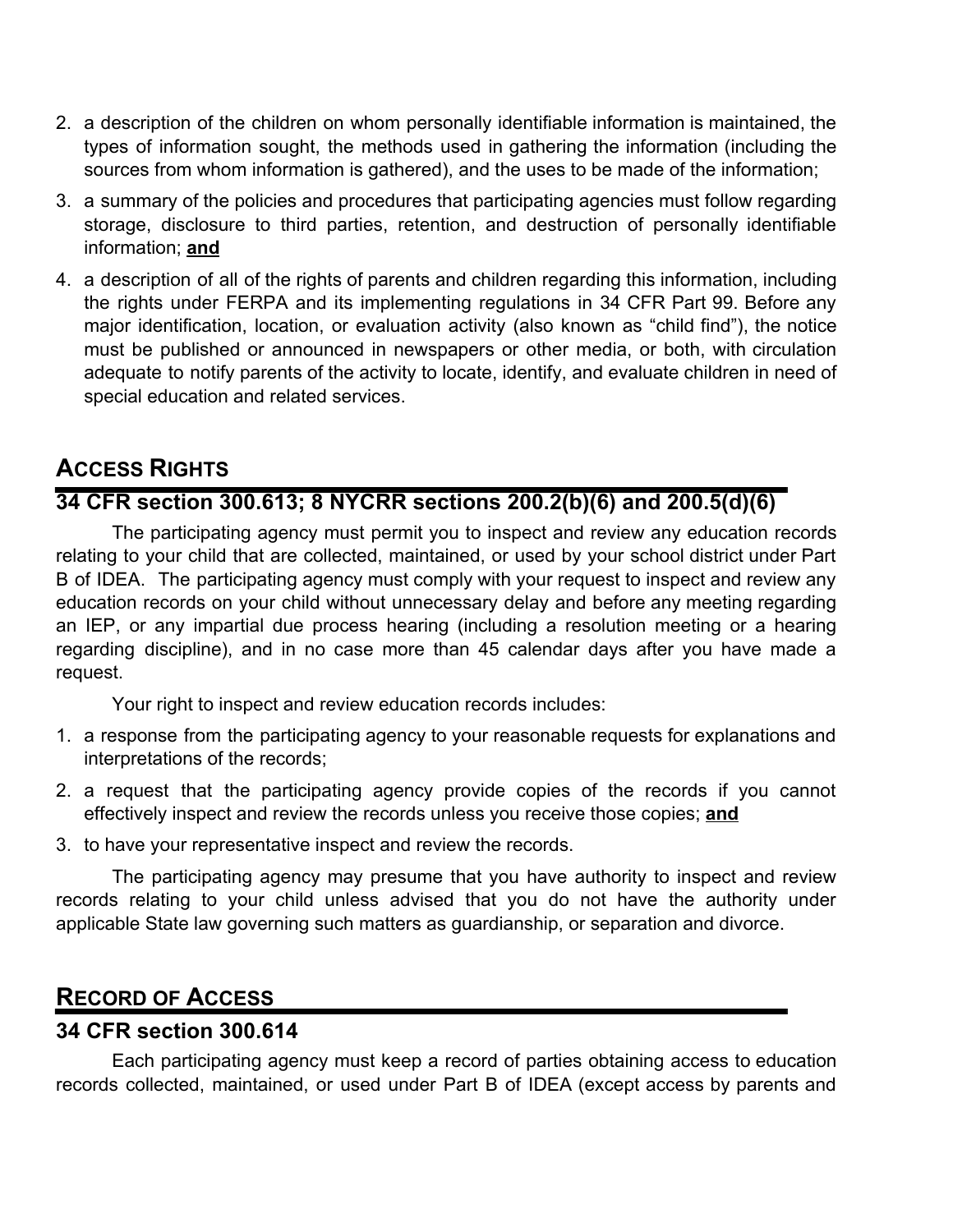2. a description of the children on whom personally identifiable information is maintained, the types of information sought, the methods used in gathering the information (including the sources from whom information is gathered), and the uses to be made of the information;
3. a summary of the policies and procedures that participating agencies must follow regarding storage, disclosure to third parties, retention, and destruction of personally identifiable information; **and**
4. a description of all of the rights of parents and children regarding this information, including the rights under FERPA and its implementing regulations in 34 CFR Part 99. Before any major identification, location, or evaluation activity (also known as "child find"), the notice must be published or announced in newspapers or other media, or both, with circulation adequate to notify parents of the activity to locate, identify, and evaluate children in need of special education and related services.

## ACCESS RIGHTS

### 34 CFR section 300.613; 8 NYCRR sections 200.2(b)(6) and 200.5(d)(6)

The participating agency must permit you to inspect and review any education records relating to your child that are collected, maintained, or used by your school district under Part B of IDEA. The participating agency must comply with your request to inspect and review any education records on your child without unnecessary delay and before any meeting regarding an IEP, or any impartial due process hearing (including a resolution meeting or a hearing regarding discipline), and in no case more than 45 calendar days after you have made a request.

Your right to inspect and review education records includes:

1. a response from the participating agency to your reasonable requests for explanations and interpretations of the records;
2. a request that the participating agency provide copies of the records if you cannot effectively inspect and review the records unless you receive those copies; **and**
3. to have your representative inspect and review the records.

The participating agency may presume that you have authority to inspect and review records relating to your child unless advised that you do not have the authority under applicable State law governing such matters as guardianship, or separation and divorce.

## RECORD OF ACCESS

### 34 CFR section 300.614

Each participating agency must keep a record of parties obtaining access to education records collected, maintained, or used under Part B of IDEA (except access by parents and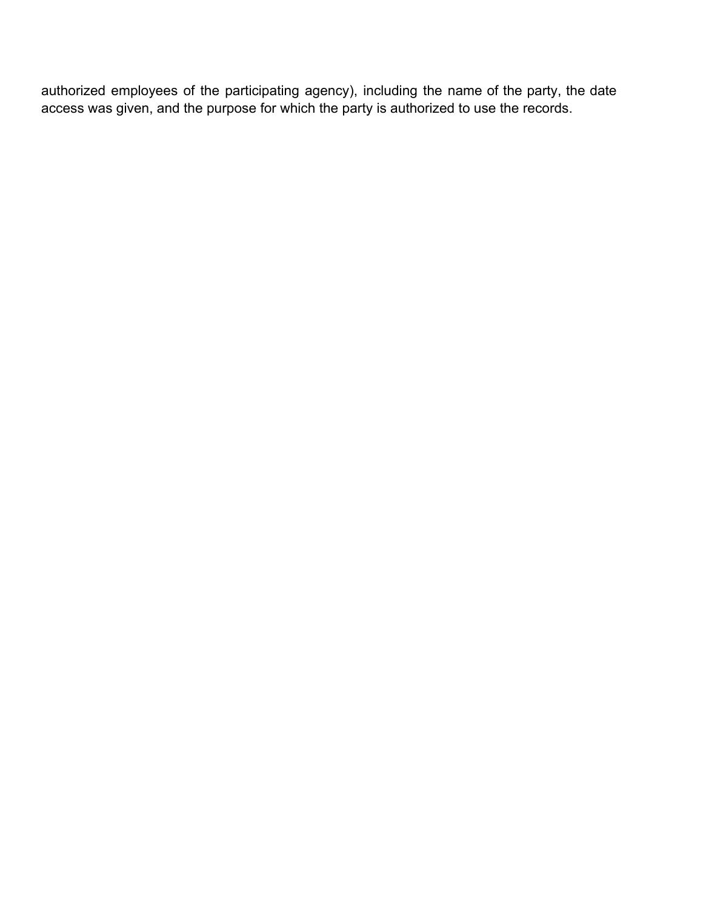authorized employees of the participating agency), including the name of the party, the date access was given, and the purpose for which the party is authorized to use the records.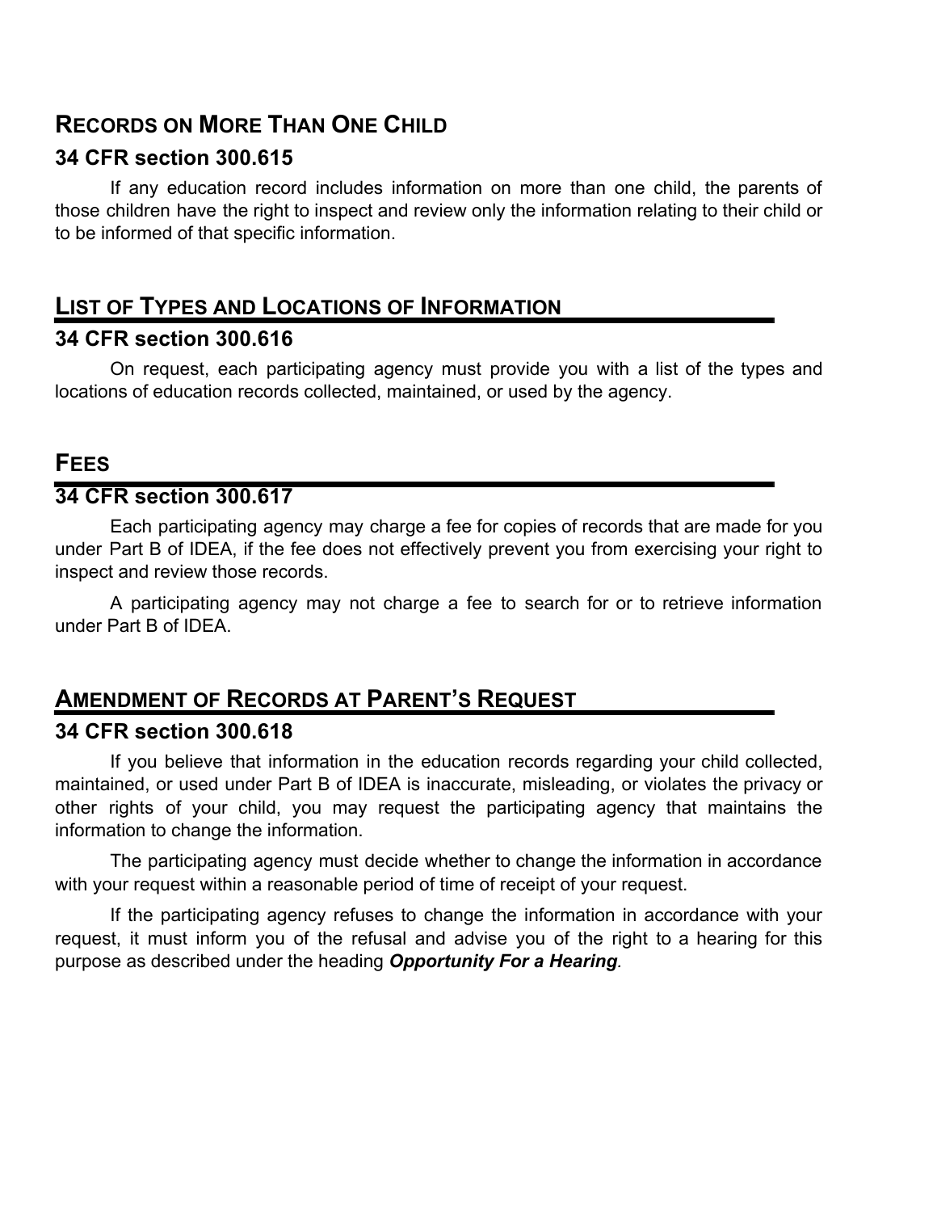## Records on More Than One Child

### 34 CFR section 300.615

If any education record includes information on more than one child, the parents of those children have the right to inspect and review only the information relating to their child or to be informed of that specific information.

## List of Types and Locations of Information

### 34 CFR section 300.616

On request, each participating agency must provide you with a list of the types and locations of education records collected, maintained, or used by the agency.

## Fees

### 34 CFR section 300.617

Each participating agency may charge a fee for copies of records that are made for you under Part B of IDEA, if the fee does not effectively prevent you from exercising your right to inspect and review those records.

A participating agency may not charge a fee to search for or to retrieve information under Part B of IDEA.

## Amendment of Records at Parent's Request

### 34 CFR section 300.618

If you believe that information in the education records regarding your child collected, maintained, or used under Part B of IDEA is inaccurate, misleading, or violates the privacy or other rights of your child, you may request the participating agency that maintains the information to change the information.

The participating agency must decide whether to change the information in accordance with your request within a reasonable period of time of receipt of your request.

If the participating agency refuses to change the information in accordance with your request, it must inform you of the refusal and advise you of the right to a hearing for this purpose as described under the heading ***Opportunity For a Hearing***.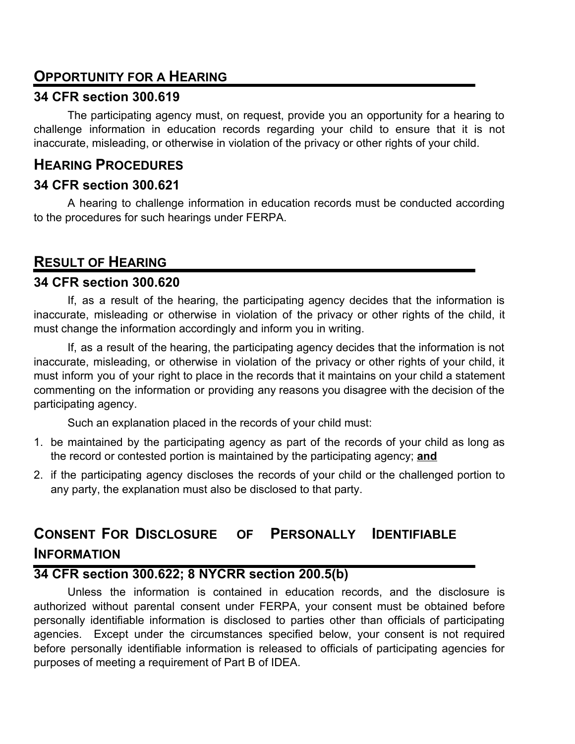## Opportunity for a Hearing

### 34 CFR section 300.619

The participating agency must, on request, provide you an opportunity for a hearing to challenge information in education records regarding your child to ensure that it is not inaccurate, misleading, or otherwise in violation of the privacy or other rights of your child.

## Hearing Procedures

### 34 CFR section 300.621

A hearing to challenge information in education records must be conducted according to the procedures for such hearings under FERPA.

## Result of Hearing

### 34 CFR section 300.620

If, as a result of the hearing, the participating agency decides that the information is inaccurate, misleading or otherwise in violation of the privacy or other rights of the child, it must change the information accordingly and inform you in writing.

If, as a result of the hearing, the participating agency decides that the information is not inaccurate, misleading, or otherwise in violation of the privacy or other rights of your child, it must inform you of your right to place in the records that it maintains on your child a statement commenting on the information or providing any reasons you disagree with the decision of the participating agency.

Such an explanation placed in the records of your child must:

1. be maintained by the participating agency as part of the records of your child as long as the record or contested portion is maintained by the participating agency; **and**
2. if the participating agency discloses the records of your child or the challenged portion to any party, the explanation must also be disclosed to that party.

## Consent For Disclosure of Personally Identifiable Information

### 34 CFR section 300.622; 8 NYCRR section 200.5(b)

Unless the information is contained in education records, and the disclosure is authorized without parental consent under FERPA, your consent must be obtained before personally identifiable information is disclosed to parties other than officials of participating agencies. Except under the circumstances specified below, your consent is not required before personally identifiable information is released to officials of participating agencies for purposes of meeting a requirement of Part B of IDEA.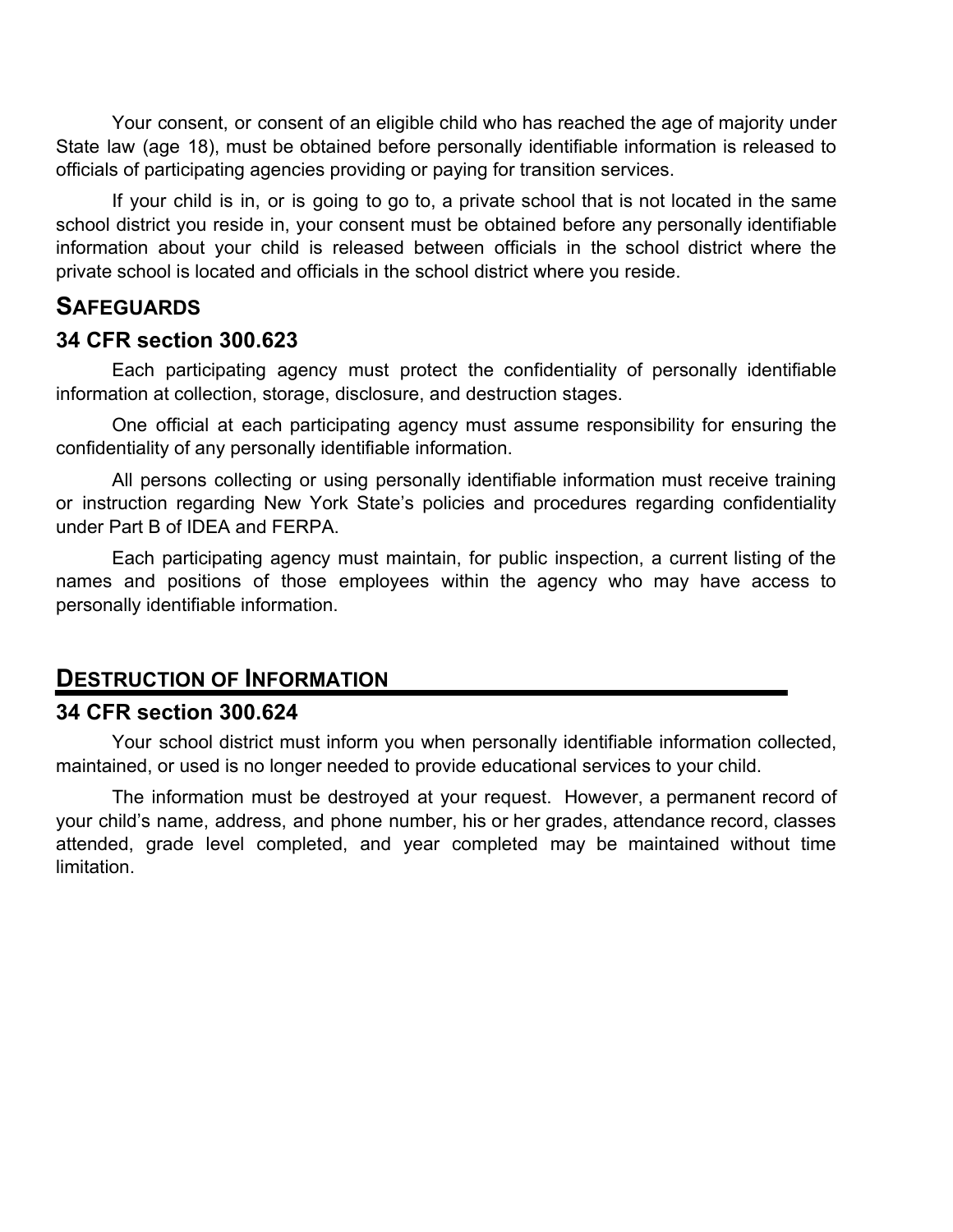Your consent, or consent of an eligible child who has reached the age of majority under State law (age 18), must be obtained before personally identifiable information is released to officials of participating agencies providing or paying for transition services.

If your child is in, or is going to go to, a private school that is not located in the same school district you reside in, your consent must be obtained before any personally identifiable information about your child is released between officials in the school district where the private school is located and officials in the school district where you reside.

## SAFEGUARDS

### 34 CFR section 300.623

Each participating agency must protect the confidentiality of personally identifiable information at collection, storage, disclosure, and destruction stages.

One official at each participating agency must assume responsibility for ensuring the confidentiality of any personally identifiable information.

All persons collecting or using personally identifiable information must receive training or instruction regarding New York State's policies and procedures regarding confidentiality under Part B of IDEA and FERPA.

Each participating agency must maintain, for public inspection, a current listing of the names and positions of those employees within the agency who may have access to personally identifiable information.

## DESTRUCTION OF INFORMATION

### 34 CFR section 300.624

Your school district must inform you when personally identifiable information collected, maintained, or used is no longer needed to provide educational services to your child.

The information must be destroyed at your request. However, a permanent record of your child's name, address, and phone number, his or her grades, attendance record, classes attended, grade level completed, and year completed may be maintained without time limitation.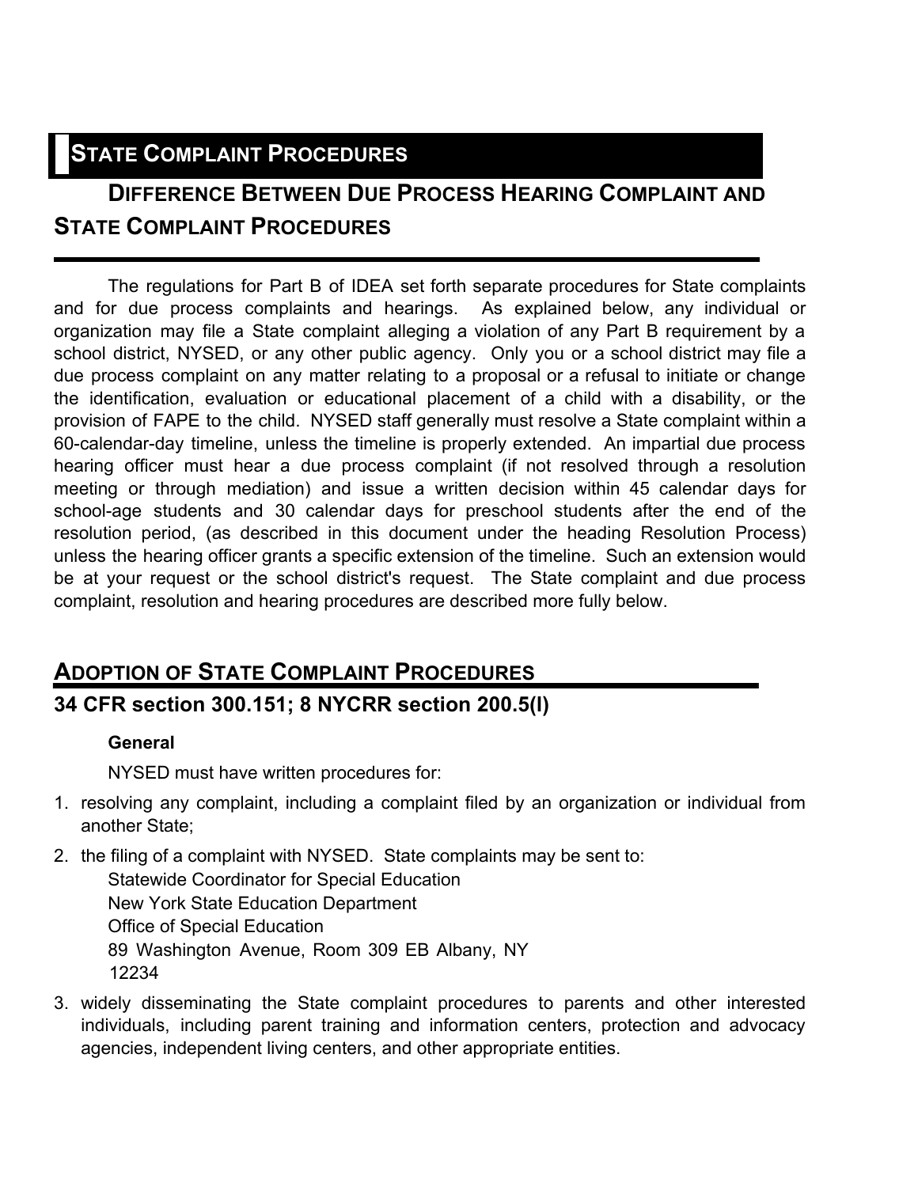# State Complaint Procedures

## Difference Between Due Process Hearing Complaint and State Complaint Procedures

The regulations for Part B of IDEA set forth separate procedures for State complaints and for due process complaints and hearings. As explained below, any individual or organization may file a State complaint alleging a violation of any Part B requirement by a school district, NYSED, or any other public agency. Only you or a school district may file a due process complaint on any matter relating to a proposal or a refusal to initiate or change the identification, evaluation or educational placement of a child with a disability, or the provision of FAPE to the child. NYSED staff generally must resolve a State complaint within a 60-calendar-day timeline, unless the timeline is properly extended. An impartial due process hearing officer must hear a due process complaint (if not resolved through a resolution meeting or through mediation) and issue a written decision within 45 calendar days for school-age students and 30 calendar days for preschool students after the end of the resolution period, (as described in this document under the heading Resolution Process) unless the hearing officer grants a specific extension of the timeline. Such an extension would be at your request or the school district's request. The State complaint and due process complaint, resolution and hearing procedures are described more fully below.

## Adoption of State Complaint Procedures

### 34 CFR section 300.151; 8 NYCRR section 200.5(l)

**General**

NYSED must have written procedures for:

1. resolving any complaint, including a complaint filed by an organization or individual from another State;
2. the filing of a complaint with NYSED. State complaints may be sent to:
   Statewide Coordinator for Special Education
   New York State Education Department
   Office of Special Education
   89 Washington Avenue, Room 309 EB Albany, NY
   12234
3. widely disseminating the State complaint procedures to parents and other interested individuals, including parent training and information centers, protection and advocacy agencies, independent living centers, and other appropriate entities.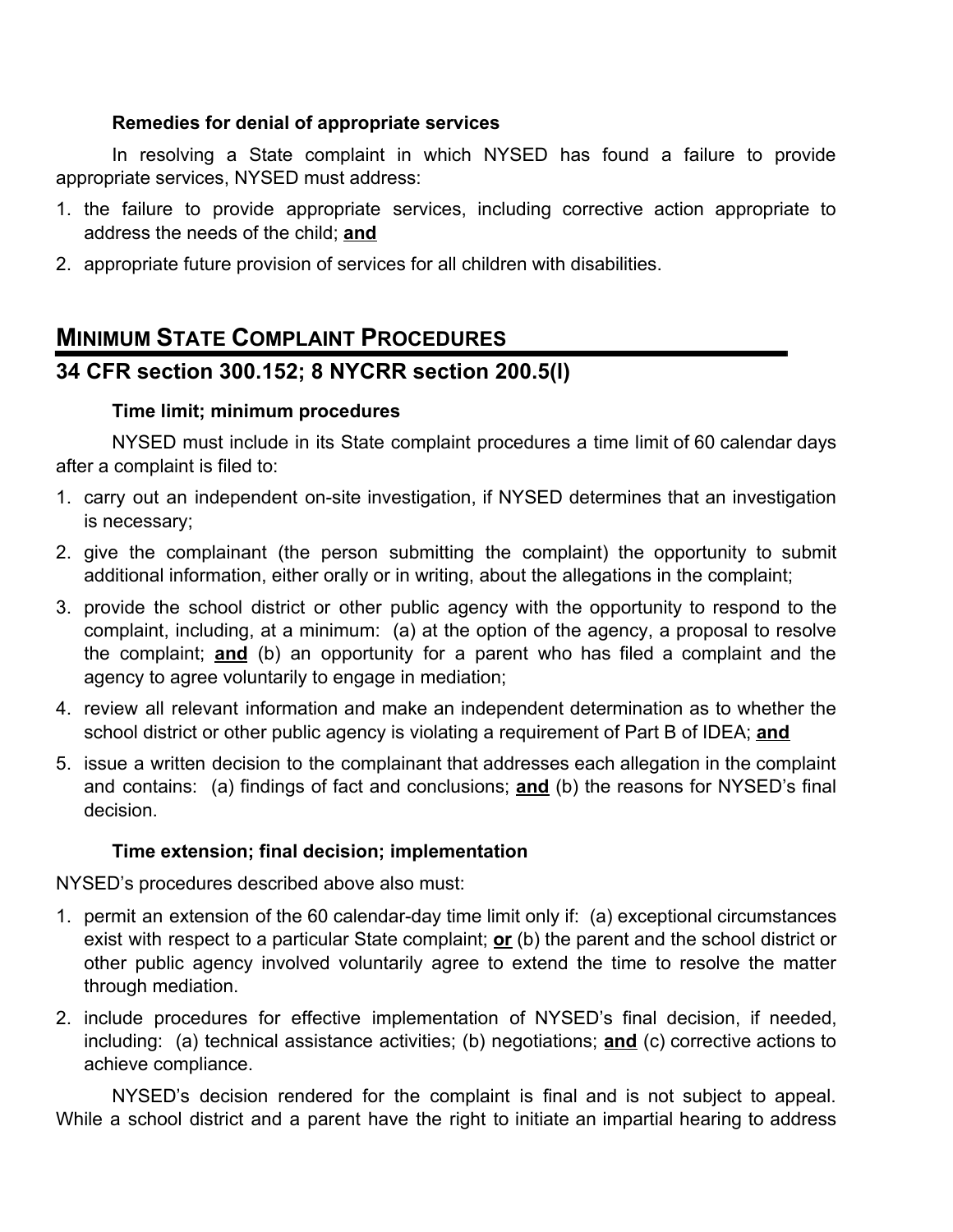#### Remedies for denial of appropriate services

In resolving a State complaint in which NYSED has found a failure to provide appropriate services, NYSED must address:

1. the failure to provide appropriate services, including corrective action appropriate to address the needs of the child; **and**
2. appropriate future provision of services for all children with disabilities.

## MINIMUM STATE COMPLAINT PROCEDURES

## 34 CFR section 300.152; 8 NYCRR section 200.5(l)

#### Time limit; minimum procedures

NYSED must include in its State complaint procedures a time limit of 60 calendar days after a complaint is filed to:

1. carry out an independent on-site investigation, if NYSED determines that an investigation is necessary;
2. give the complainant (the person submitting the complaint) the opportunity to submit additional information, either orally or in writing, about the allegations in the complaint;
3. provide the school district or other public agency with the opportunity to respond to the complaint, including, at a minimum: (a) at the option of the agency, a proposal to resolve the complaint; **and** (b) an opportunity for a parent who has filed a complaint and the agency to agree voluntarily to engage in mediation;
4. review all relevant information and make an independent determination as to whether the school district or other public agency is violating a requirement of Part B of IDEA; **and**
5. issue a written decision to the complainant that addresses each allegation in the complaint and contains: (a) findings of fact and conclusions; **and** (b) the reasons for NYSED's final decision.

#### Time extension; final decision; implementation

NYSED's procedures described above also must:

1. permit an extension of the 60 calendar-day time limit only if: (a) exceptional circumstances exist with respect to a particular State complaint; **or** (b) the parent and the school district or other public agency involved voluntarily agree to extend the time to resolve the matter through mediation.
2. include procedures for effective implementation of NYSED's final decision, if needed, including: (a) technical assistance activities; (b) negotiations; **and** (c) corrective actions to achieve compliance.

NYSED's decision rendered for the complaint is final and is not subject to appeal. While a school district and a parent have the right to initiate an impartial hearing to address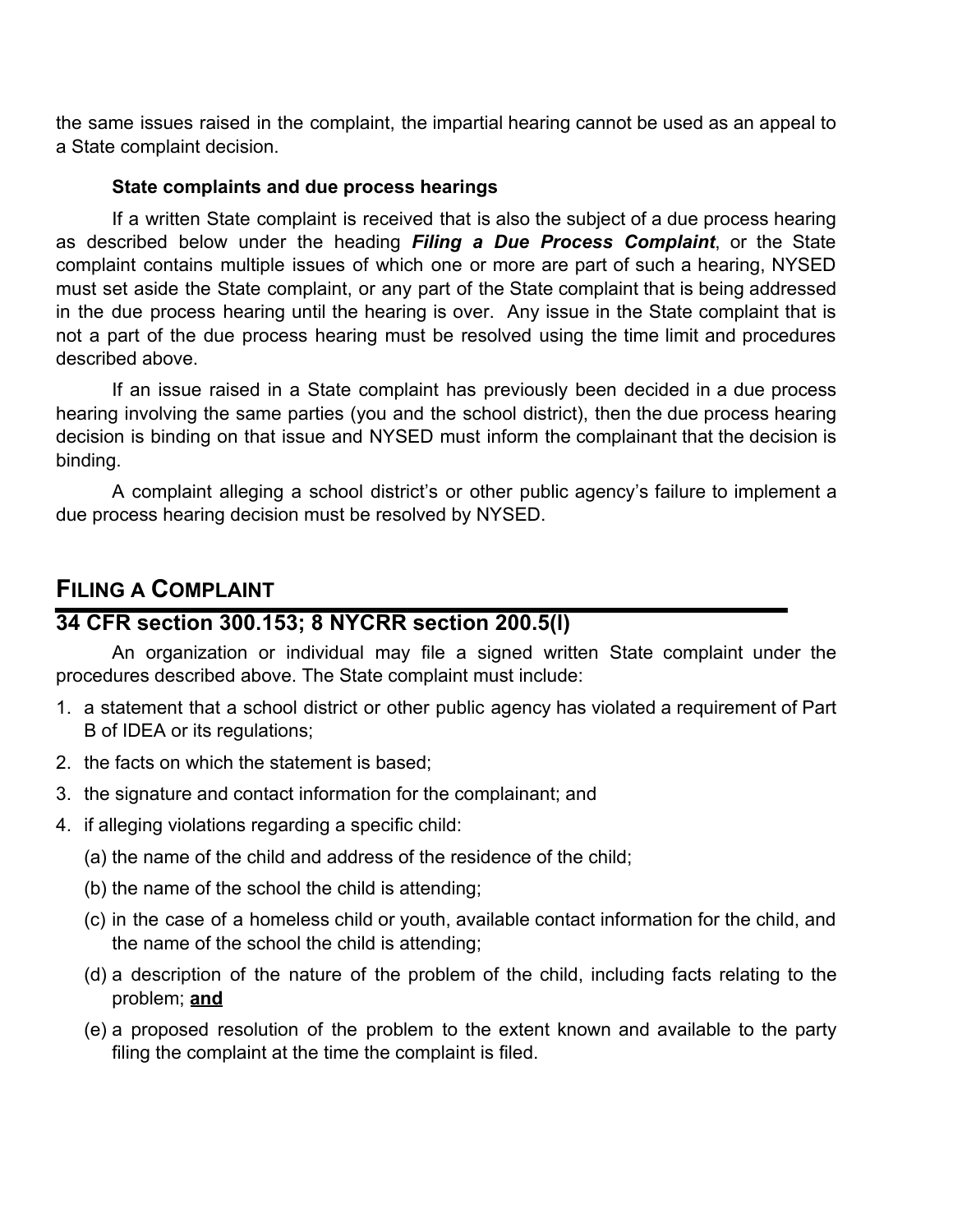the same issues raised in the complaint, the impartial hearing cannot be used as an appeal to a State complaint decision.

### State complaints and due process hearings

If a written State complaint is received that is also the subject of a due process hearing as described below under the heading ***Filing a Due Process Complaint***, or the State complaint contains multiple issues of which one or more are part of such a hearing, NYSED must set aside the State complaint, or any part of the State complaint that is being addressed in the due process hearing until the hearing is over. Any issue in the State complaint that is not a part of the due process hearing must be resolved using the time limit and procedures described above.

If an issue raised in a State complaint has previously been decided in a due process hearing involving the same parties (you and the school district), then the due process hearing decision is binding on that issue and NYSED must inform the complainant that the decision is binding.

A complaint alleging a school district's or other public agency's failure to implement a due process hearing decision must be resolved by NYSED.

## Filing a Complaint

## 34 CFR section 300.153; 8 NYCRR section 200.5(l)

An organization or individual may file a signed written State complaint under the procedures described above. The State complaint must include:

1. a statement that a school district or other public agency has violated a requirement of Part B of IDEA or its regulations;
2. the facts on which the statement is based;
3. the signature and contact information for the complainant; and
4. if alleging violations regarding a specific child:
   (a) the name of the child and address of the residence of the child;
   (b) the name of the school the child is attending;
   (c) in the case of a homeless child or youth, available contact information for the child, and the name of the school the child is attending;
   (d) a description of the nature of the problem of the child, including facts relating to the problem; **and**
   (e) a proposed resolution of the problem to the extent known and available to the party filing the complaint at the time the complaint is filed.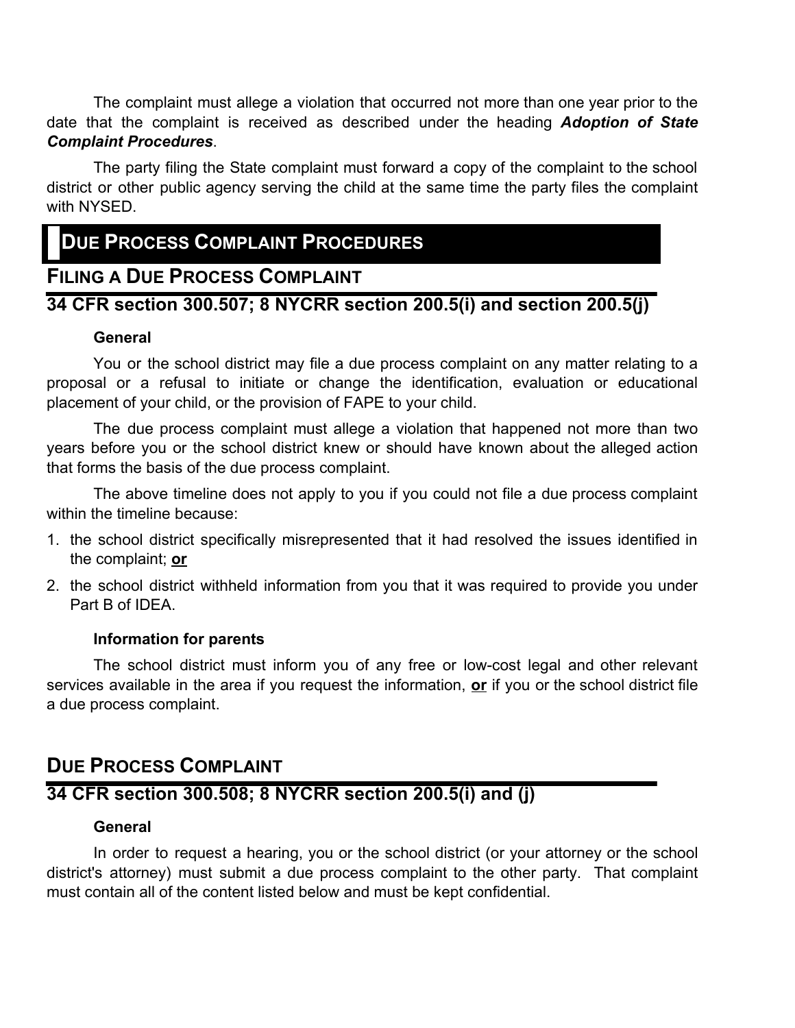The complaint must allege a violation that occurred not more than one year prior to the date that the complaint is received as described under the heading ***Adoption of State Complaint Procedures***.

The party filing the State complaint must forward a copy of the complaint to the school district or other public agency serving the child at the same time the party files the complaint with NYSED.

# DUE PROCESS COMPLAINT PROCEDURES

## FILING A DUE PROCESS COMPLAINT

## 34 CFR section 300.507; 8 NYCRR section 200.5(i) and section 200.5(j)

### General

You or the school district may file a due process complaint on any matter relating to a proposal or a refusal to initiate or change the identification, evaluation or educational placement of your child, or the provision of FAPE to your child.

The due process complaint must allege a violation that happened not more than two years before you or the school district knew or should have known about the alleged action that forms the basis of the due process complaint.

The above timeline does not apply to you if you could not file a due process complaint within the timeline because:

1. the school district specifically misrepresented that it had resolved the issues identified in the complaint; **or**
2. the school district withheld information from you that it was required to provide you under Part B of IDEA.

### Information for parents

The school district must inform you of any free or low-cost legal and other relevant services available in the area if you request the information, **or** if you or the school district file a due process complaint.

## DUE PROCESS COMPLAINT

## 34 CFR section 300.508; 8 NYCRR section 200.5(i) and (j)

### General

In order to request a hearing, you or the school district (or your attorney or the school district's attorney) must submit a due process complaint to the other party. That complaint must contain all of the content listed below and must be kept confidential.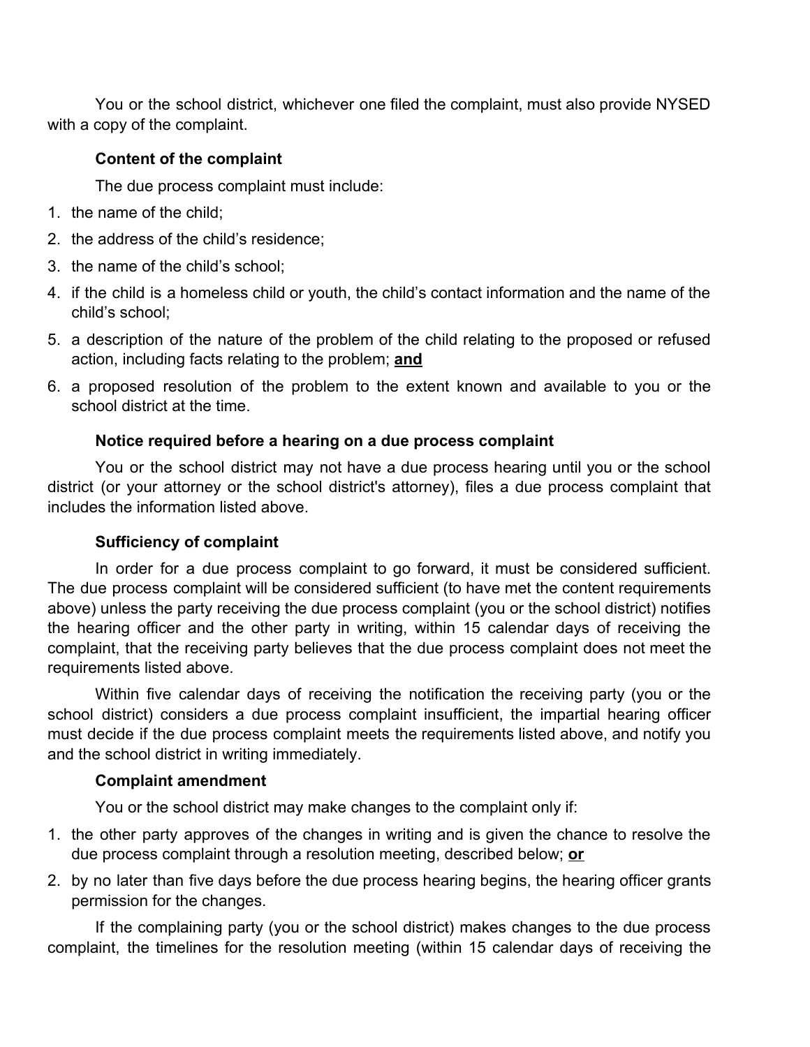You or the school district, whichever one filed the complaint, must also provide NYSED with a copy of the complaint.

**Content of the complaint**

The due process complaint must include:

1. the name of the child;
2. the address of the child's residence;
3. the name of the child's school;
4. if the child is a homeless child or youth, the child's contact information and the name of the child's school;
5. a description of the nature of the problem of the child relating to the proposed or refused action, including facts relating to the problem; **and**
6. a proposed resolution of the problem to the extent known and available to you or the school district at the time.

**Notice required before a hearing on a due process complaint**

You or the school district may not have a due process hearing until you or the school district (or your attorney or the school district's attorney), files a due process complaint that includes the information listed above.

**Sufficiency of complaint**

In order for a due process complaint to go forward, it must be considered sufficient. The due process complaint will be considered sufficient (to have met the content requirements above) unless the party receiving the due process complaint (you or the school district) notifies the hearing officer and the other party in writing, within 15 calendar days of receiving the complaint, that the receiving party believes that the due process complaint does not meet the requirements listed above.

Within five calendar days of receiving the notification the receiving party (you or the school district) considers a due process complaint insufficient, the impartial hearing officer must decide if the due process complaint meets the requirements listed above, and notify you and the school district in writing immediately.

**Complaint amendment**

You or the school district may make changes to the complaint only if:

1. the other party approves of the changes in writing and is given the chance to resolve the due process complaint through a resolution meeting, described below; **or**
2. by no later than five days before the due process hearing begins, the hearing officer grants permission for the changes.

If the complaining party (you or the school district) makes changes to the due process complaint, the timelines for the resolution meeting (within 15 calendar days of receiving the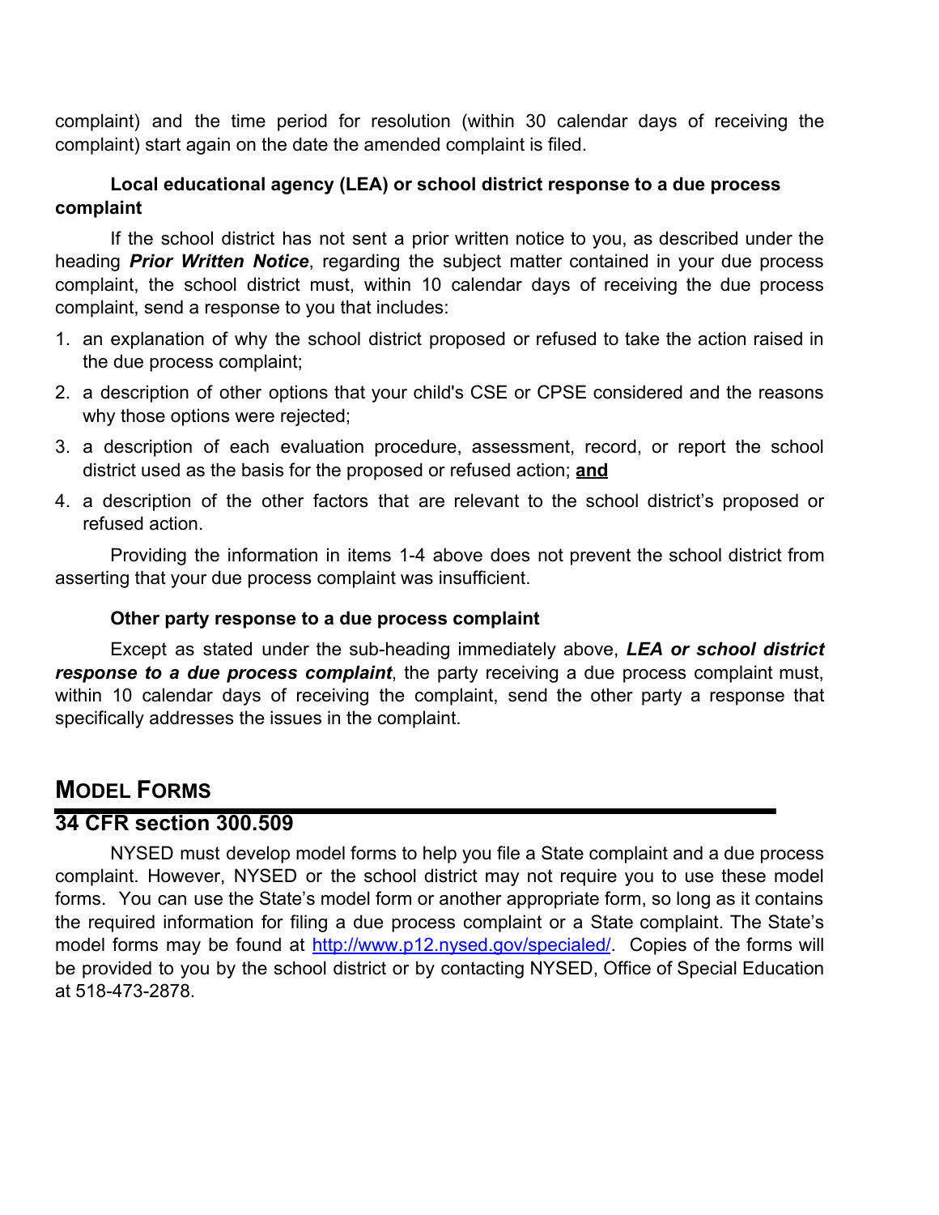complaint) and the time period for resolution (within 30 calendar days of receiving the complaint) start again on the date the amended complaint is filed.

**Local educational agency (LEA) or school district response to a due process complaint**

If the school district has not sent a prior written notice to you, as described under the heading ***Prior Written Notice***, regarding the subject matter contained in your due process complaint, the school district must, within 10 calendar days of receiving the due process complaint, send a response to you that includes:

1. an explanation of why the school district proposed or refused to take the action raised in the due process complaint;
2. a description of other options that your child's CSE or CPSE considered and the reasons why those options were rejected;
3. a description of each evaluation procedure, assessment, record, or report the school district used as the basis for the proposed or refused action; **<u>and</u>**
4. a description of the other factors that are relevant to the school district's proposed or refused action.

Providing the information in items 1-4 above does not prevent the school district from asserting that your due process complaint was insufficient.

**Other party response to a due process complaint**

Except as stated under the sub-heading immediately above, ***LEA or school district response to a due process complaint***, the party receiving a due process complaint must, within 10 calendar days of receiving the complaint, send the other party a response that specifically addresses the issues in the complaint.

## Model Forms

### 34 CFR section 300.509

NYSED must develop model forms to help you file a State complaint and a due process complaint. However, NYSED or the school district may not require you to use these model forms. You can use the State's model form or another appropriate form, so long as it contains the required information for filing a due process complaint or a State complaint. The State's model forms may be found at [http://www.p12.nysed.gov/specialed/](http://www.p12.nysed.gov/specialed/). Copies of the forms will be provided to you by the school district or by contacting NYSED, Office of Special Education at 518-473-2878.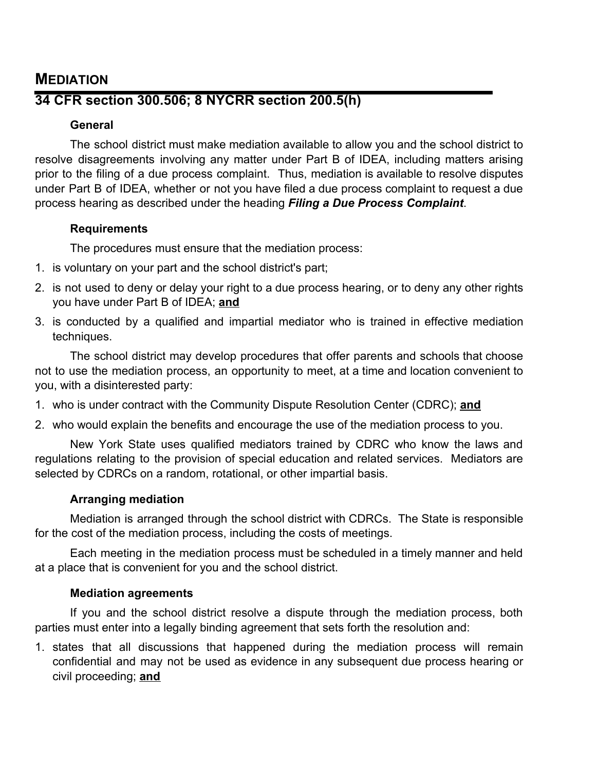## MEDIATION

## 34 CFR section 300.506; 8 NYCRR section 200.5(h)

### General

The school district must make mediation available to allow you and the school district to resolve disagreements involving any matter under Part B of IDEA, including matters arising prior to the filing of a due process complaint. Thus, mediation is available to resolve disputes under Part B of IDEA, whether or not you have filed a due process complaint to request a due process hearing as described under the heading ***Filing a Due Process Complaint***.

### Requirements

The procedures must ensure that the mediation process:

1. is voluntary on your part and the school district's part;
2. is not used to deny or delay your right to a due process hearing, or to deny any other rights you have under Part B of IDEA; **and**
3. is conducted by a qualified and impartial mediator who is trained in effective mediation techniques.

The school district may develop procedures that offer parents and schools that choose not to use the mediation process, an opportunity to meet, at a time and location convenient to you, with a disinterested party:

1. who is under contract with the Community Dispute Resolution Center (CDRC); **and**
2. who would explain the benefits and encourage the use of the mediation process to you.

New York State uses qualified mediators trained by CDRC who know the laws and regulations relating to the provision of special education and related services. Mediators are selected by CDRCs on a random, rotational, or other impartial basis.

### Arranging mediation

Mediation is arranged through the school district with CDRCs. The State is responsible for the cost of the mediation process, including the costs of meetings.

Each meeting in the mediation process must be scheduled in a timely manner and held at a place that is convenient for you and the school district.

### Mediation agreements

If you and the school district resolve a dispute through the mediation process, both parties must enter into a legally binding agreement that sets forth the resolution and:

1. states that all discussions that happened during the mediation process will remain confidential and may not be used as evidence in any subsequent due process hearing or civil proceeding; **and**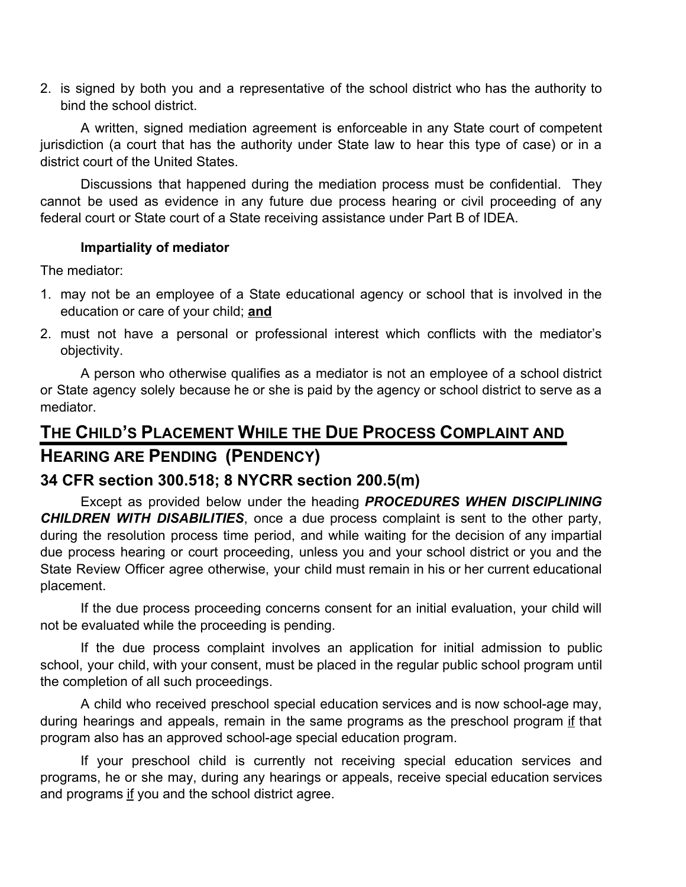2. is signed by both you and a representative of the school district who has the authority to bind the school district.

A written, signed mediation agreement is enforceable in any State court of competent jurisdiction (a court that has the authority under State law to hear this type of case) or in a district court of the United States.

Discussions that happened during the mediation process must be confidential. They cannot be used as evidence in any future due process hearing or civil proceeding of any federal court or State court of a State receiving assistance under Part B of IDEA.

**Impartiality of mediator**

The mediator:

1. may not be an employee of a State educational agency or school that is involved in the education or care of your child; **and**
2. must not have a personal or professional interest which conflicts with the mediator's objectivity.

A person who otherwise qualifies as a mediator is not an employee of a school district or State agency solely because he or she is paid by the agency or school district to serve as a mediator.

## THE CHILD'S PLACEMENT WHILE THE DUE PROCESS COMPLAINT AND HEARING ARE PENDING (PENDENCY)

### 34 CFR section 300.518; 8 NYCRR section 200.5(m)

Except as provided below under the heading ***PROCEDURES WHEN DISCIPLINING CHILDREN WITH DISABILITIES***, once a due process complaint is sent to the other party, during the resolution process time period, and while waiting for the decision of any impartial due process hearing or court proceeding, unless you and your school district or you and the State Review Officer agree otherwise, your child must remain in his or her current educational placement.

If the due process proceeding concerns consent for an initial evaluation, your child will not be evaluated while the proceeding is pending.

If the due process complaint involves an application for initial admission to public school, your child, with your consent, must be placed in the regular public school program until the completion of all such proceedings.

A child who received preschool special education services and is now school-age may, during hearings and appeals, remain in the same programs as the preschool program if that program also has an approved school-age special education program.

If your preschool child is currently not receiving special education services and programs, he or she may, during any hearings or appeals, receive special education services and programs if you and the school district agree.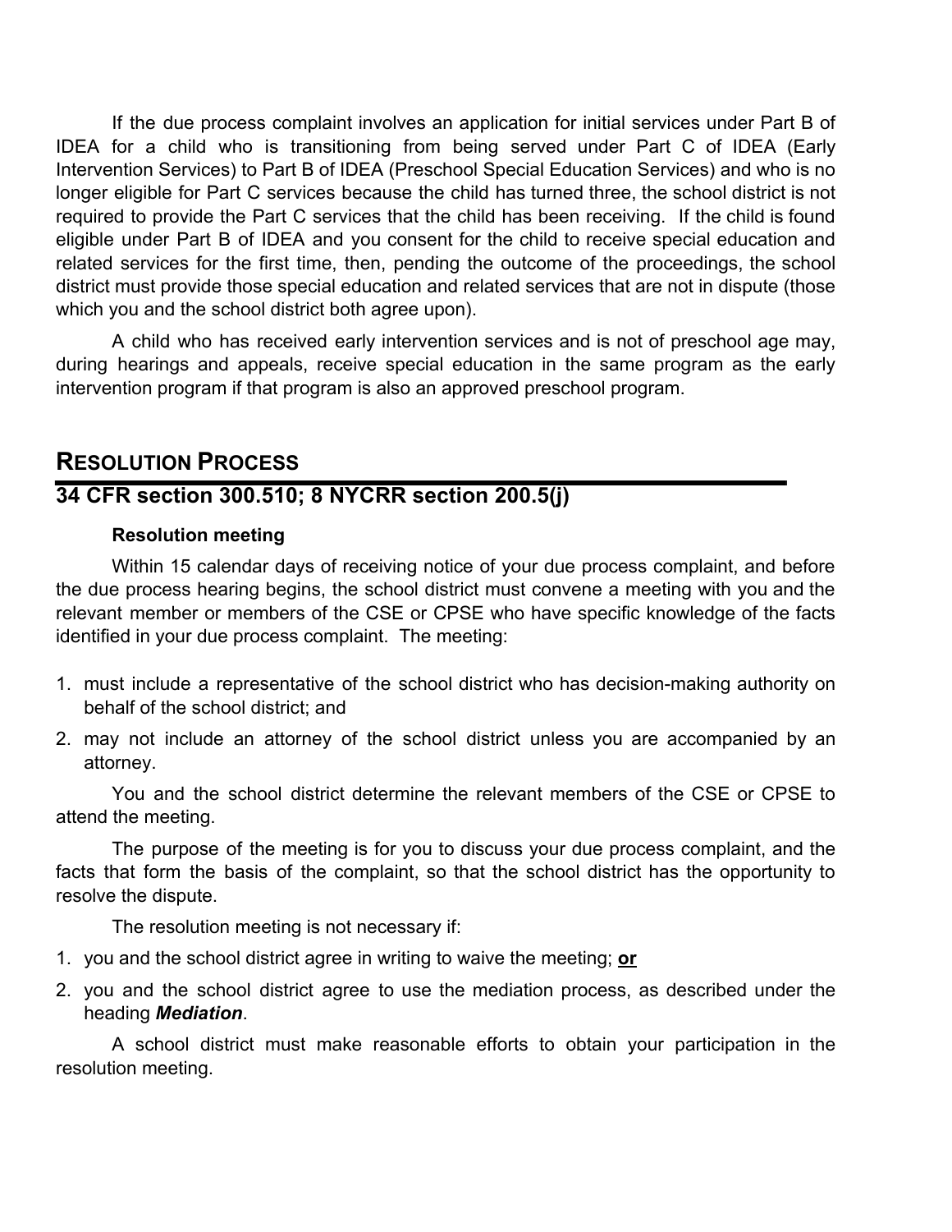If the due process complaint involves an application for initial services under Part B of IDEA for a child who is transitioning from being served under Part C of IDEA (Early Intervention Services) to Part B of IDEA (Preschool Special Education Services) and who is no longer eligible for Part C services because the child has turned three, the school district is not required to provide the Part C services that the child has been receiving. If the child is found eligible under Part B of IDEA and you consent for the child to receive special education and related services for the first time, then, pending the outcome of the proceedings, the school district must provide those special education and related services that are not in dispute (those which you and the school district both agree upon).

A child who has received early intervention services and is not of preschool age may, during hearings and appeals, receive special education in the same program as the early intervention program if that program is also an approved preschool program.

## RESOLUTION PROCESS

## 34 CFR section 300.510; 8 NYCRR section 200.5(j)

### Resolution meeting

Within 15 calendar days of receiving notice of your due process complaint, and before the due process hearing begins, the school district must convene a meeting with you and the relevant member or members of the CSE or CPSE who have specific knowledge of the facts identified in your due process complaint. The meeting:

1. must include a representative of the school district who has decision-making authority on behalf of the school district; and
2. may not include an attorney of the school district unless you are accompanied by an attorney.

You and the school district determine the relevant members of the CSE or CPSE to attend the meeting.

The purpose of the meeting is for you to discuss your due process complaint, and the facts that form the basis of the complaint, so that the school district has the opportunity to resolve the dispute.

The resolution meeting is not necessary if:

1. you and the school district agree in writing to waive the meeting; **or**
2. you and the school district agree to use the mediation process, as described under the heading ***Mediation***.

A school district must make reasonable efforts to obtain your participation in the resolution meeting.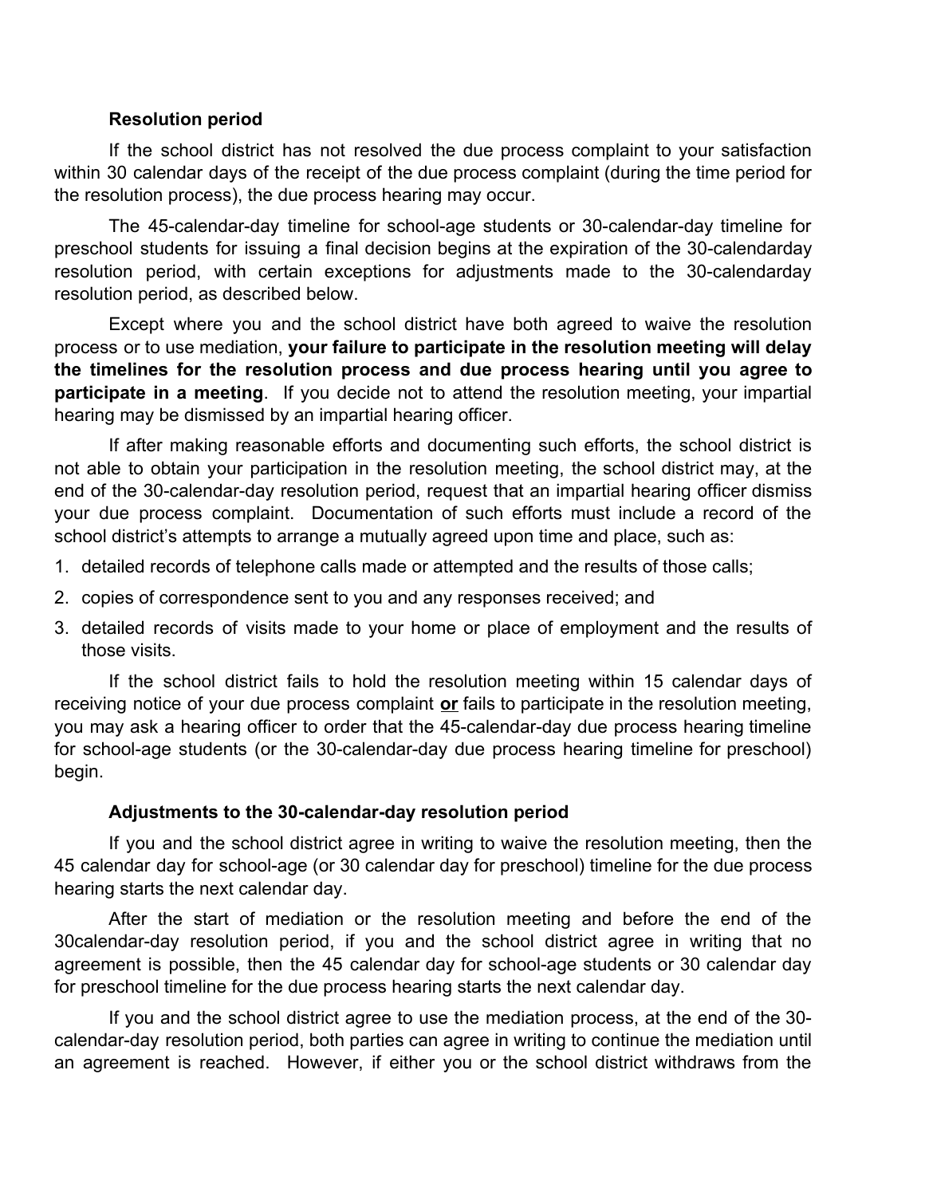### Resolution period

If the school district has not resolved the due process complaint to your satisfaction within 30 calendar days of the receipt of the due process complaint (during the time period for the resolution process), the due process hearing may occur.

The 45-calendar-day timeline for school-age students or 30-calendar-day timeline for preschool students for issuing a final decision begins at the expiration of the 30-calendarday resolution period, with certain exceptions for adjustments made to the 30-calendarday resolution period, as described below.

Except where you and the school district have both agreed to waive the resolution process or to use mediation, **your failure to participate in the resolution meeting will delay the timelines for the resolution process and due process hearing until you agree to participate in a meeting**. If you decide not to attend the resolution meeting, your impartial hearing may be dismissed by an impartial hearing officer.

If after making reasonable efforts and documenting such efforts, the school district is not able to obtain your participation in the resolution meeting, the school district may, at the end of the 30-calendar-day resolution period, request that an impartial hearing officer dismiss your due process complaint. Documentation of such efforts must include a record of the school district's attempts to arrange a mutually agreed upon time and place, such as:

1. detailed records of telephone calls made or attempted and the results of those calls;
2. copies of correspondence sent to you and any responses received; and
3. detailed records of visits made to your home or place of employment and the results of those visits.

If the school district fails to hold the resolution meeting within 15 calendar days of receiving notice of your due process complaint **or** fails to participate in the resolution meeting, you may ask a hearing officer to order that the 45-calendar-day due process hearing timeline for school-age students (or the 30-calendar-day due process hearing timeline for preschool) begin.

### Adjustments to the 30-calendar-day resolution period

If you and the school district agree in writing to waive the resolution meeting, then the 45 calendar day for school-age (or 30 calendar day for preschool) timeline for the due process hearing starts the next calendar day.

After the start of mediation or the resolution meeting and before the end of the 30calendar-day resolution period, if you and the school district agree in writing that no agreement is possible, then the 45 calendar day for school-age students or 30 calendar day for preschool timeline for the due process hearing starts the next calendar day.

If you and the school district agree to use the mediation process, at the end of the 30-calendar-day resolution period, both parties can agree in writing to continue the mediation until an agreement is reached. However, if either you or the school district withdraws from the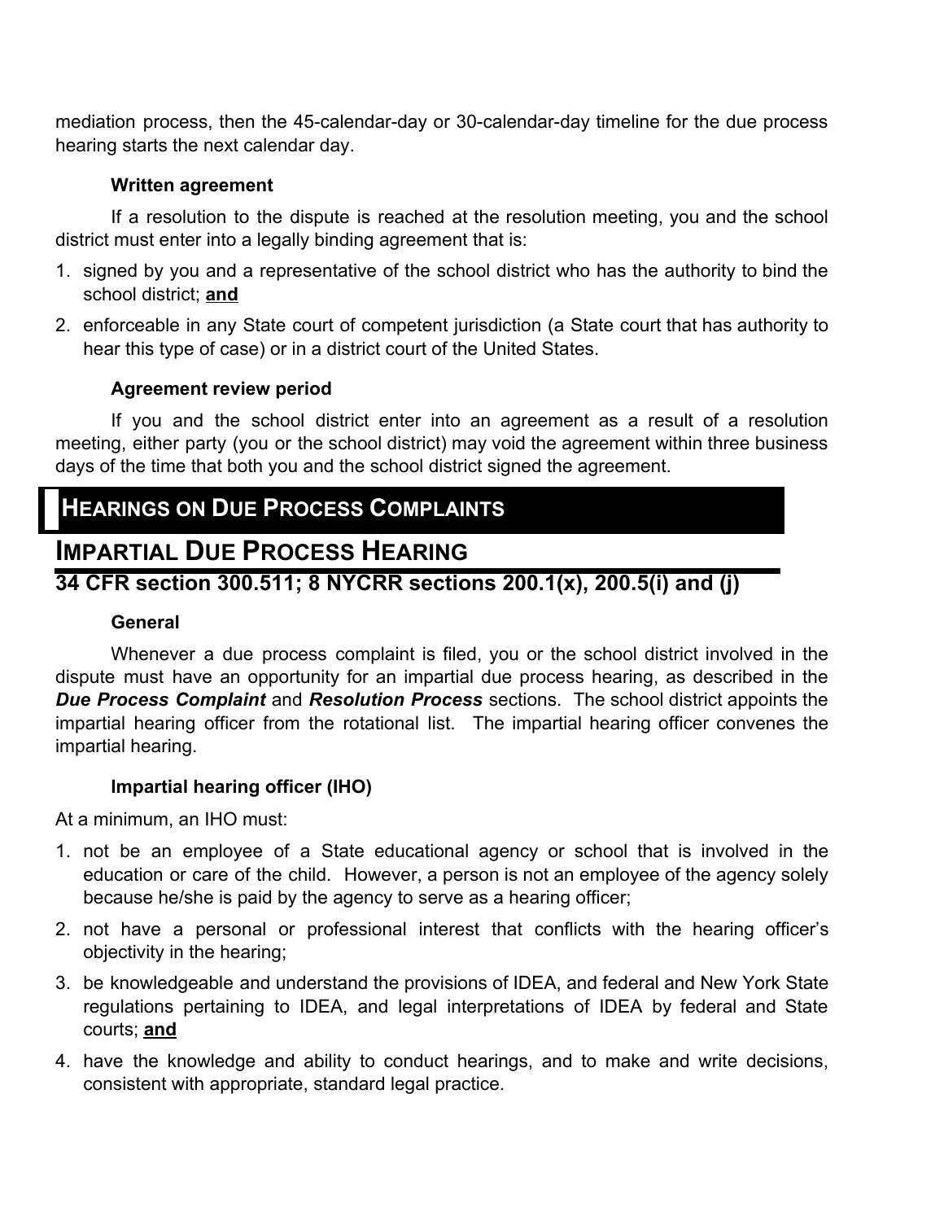mediation process, then the 45-calendar-day or 30-calendar-day timeline for the due process hearing starts the next calendar day.

#### Written agreement

If a resolution to the dispute is reached at the resolution meeting, you and the school district must enter into a legally binding agreement that is:

1. signed by you and a representative of the school district who has the authority to bind the school district; **and**
2. enforceable in any State court of competent jurisdiction (a State court that has authority to hear this type of case) or in a district court of the United States.

#### Agreement review period

If you and the school district enter into an agreement as a result of a resolution meeting, either party (you or the school district) may void the agreement within three business days of the time that both you and the school district signed the agreement.

# HEARINGS ON DUE PROCESS COMPLAINTS

## IMPARTIAL DUE PROCESS HEARING

### 34 CFR section 300.511; 8 NYCRR sections 200.1(x), 200.5(i) and (j)

#### General

Whenever a due process complaint is filed, you or the school district involved in the dispute must have an opportunity for an impartial due process hearing, as described in the ***Due Process Complaint*** and ***Resolution Process*** sections. The school district appoints the impartial hearing officer from the rotational list. The impartial hearing officer convenes the impartial hearing.

#### Impartial hearing officer (IHO)

At a minimum, an IHO must:

1. not be an employee of a State educational agency or school that is involved in the education or care of the child. However, a person is not an employee of the agency solely because he/she is paid by the agency to serve as a hearing officer;
2. not have a personal or professional interest that conflicts with the hearing officer's objectivity in the hearing;
3. be knowledgeable and understand the provisions of IDEA, and federal and New York State regulations pertaining to IDEA, and legal interpretations of IDEA by federal and State courts; **and**
4. have the knowledge and ability to conduct hearings, and to make and write decisions, consistent with appropriate, standard legal practice.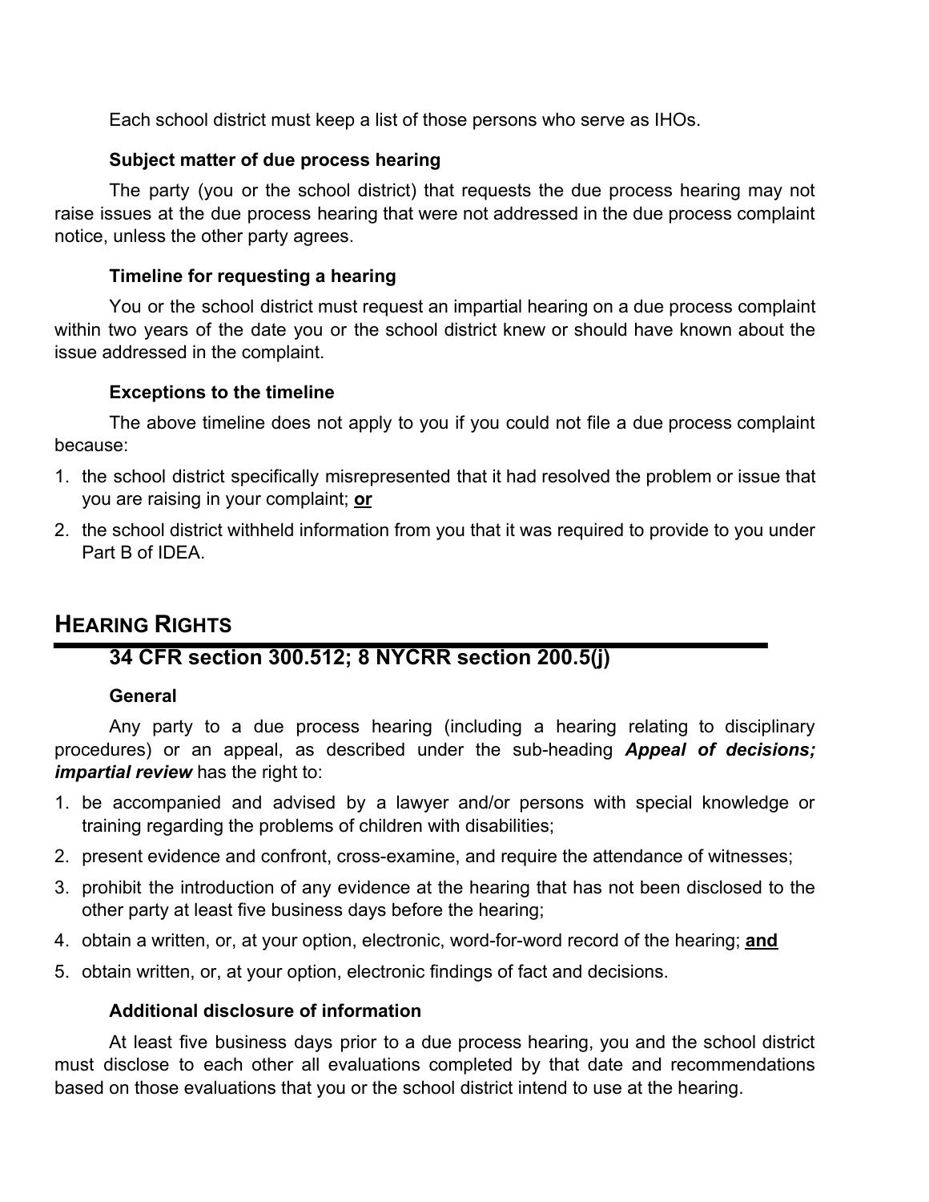Each school district must keep a list of those persons who serve as IHOs.

### Subject matter of due process hearing

The party (you or the school district) that requests the due process hearing may not raise issues at the due process hearing that were not addressed in the due process complaint notice, unless the other party agrees.

### Timeline for requesting a hearing

You or the school district must request an impartial hearing on a due process complaint within two years of the date you or the school district knew or should have known about the issue addressed in the complaint.

### Exceptions to the timeline

The above timeline does not apply to you if you could not file a due process complaint because:

1. the school district specifically misrepresented that it had resolved the problem or issue that you are raising in your complaint; **or**
2. the school district withheld information from you that it was required to provide to you under Part B of IDEA.

## HEARING RIGHTS

## 34 CFR section 300.512; 8 NYCRR section 200.5(j)

### General

Any party to a due process hearing (including a hearing relating to disciplinary procedures) or an appeal, as described under the sub-heading ***Appeal of decisions; impartial review*** has the right to:

1. be accompanied and advised by a lawyer and/or persons with special knowledge or training regarding the problems of children with disabilities;
2. present evidence and confront, cross-examine, and require the attendance of witnesses;
3. prohibit the introduction of any evidence at the hearing that has not been disclosed to the other party at least five business days before the hearing;
4. obtain a written, or, at your option, electronic, word-for-word record of the hearing; **and**
5. obtain written, or, at your option, electronic findings of fact and decisions.

### Additional disclosure of information

At least five business days prior to a due process hearing, you and the school district must disclose to each other all evaluations completed by that date and recommendations based on those evaluations that you or the school district intend to use at the hearing.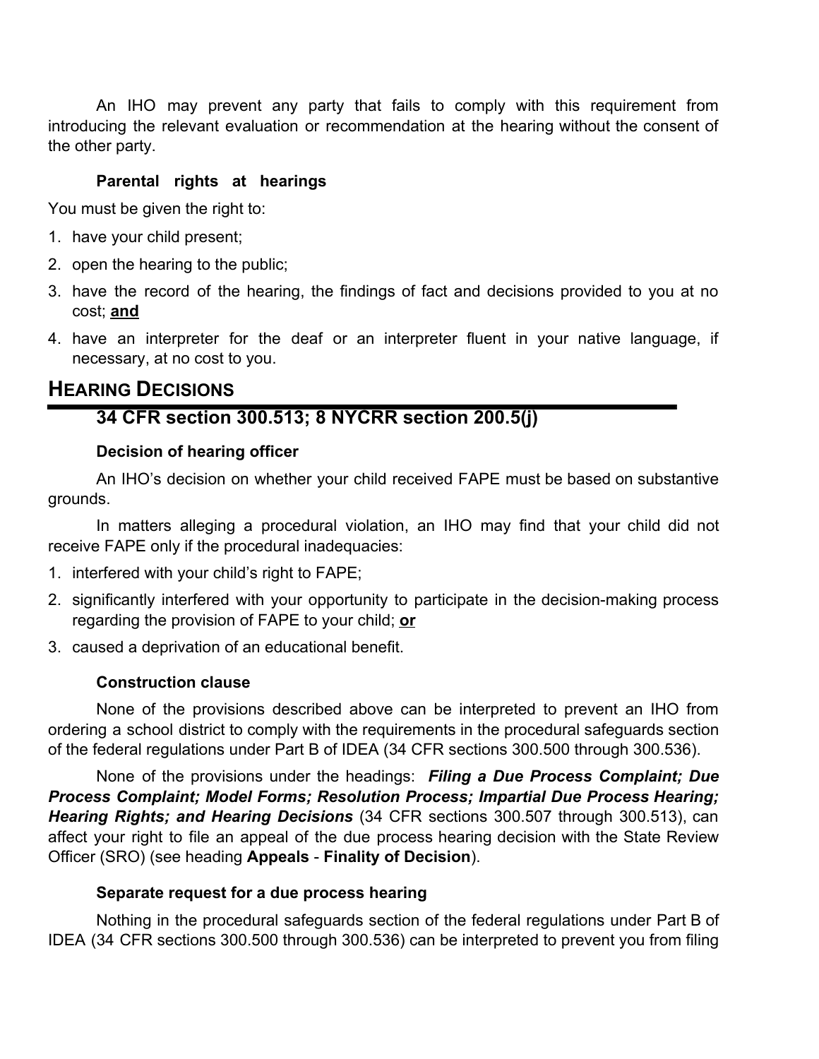An IHO may prevent any party that fails to comply with this requirement from introducing the relevant evaluation or recommendation at the hearing without the consent of the other party.

**Parental rights at hearings**

You must be given the right to:

1. have your child present;
2. open the hearing to the public;
3. have the record of the hearing, the findings of fact and decisions provided to you at no cost; **and**
4. have an interpreter for the deaf or an interpreter fluent in your native language, if necessary, at no cost to you.

## HEARING DECISIONS

### 34 CFR section 300.513; 8 NYCRR section 200.5(j)

**Decision of hearing officer**

An IHO's decision on whether your child received FAPE must be based on substantive grounds.

In matters alleging a procedural violation, an IHO may find that your child did not receive FAPE only if the procedural inadequacies:

1. interfered with your child's right to FAPE;
2. significantly interfered with your opportunity to participate in the decision-making process regarding the provision of FAPE to your child; **or**
3. caused a deprivation of an educational benefit.

**Construction clause**

None of the provisions described above can be interpreted to prevent an IHO from ordering a school district to comply with the requirements in the procedural safeguards section of the federal regulations under Part B of IDEA (34 CFR sections 300.500 through 300.536).

None of the provisions under the headings: ***Filing a Due Process Complaint; Due Process Complaint; Model Forms; Resolution Process; Impartial Due Process Hearing; Hearing Rights; and Hearing Decisions*** (34 CFR sections 300.507 through 300.513), can affect your right to file an appeal of the due process hearing decision with the State Review Officer (SRO) (see heading **Appeals** - **Finality of Decision**).

**Separate request for a due process hearing**

Nothing in the procedural safeguards section of the federal regulations under Part B of IDEA (34 CFR sections 300.500 through 300.536) can be interpreted to prevent you from filing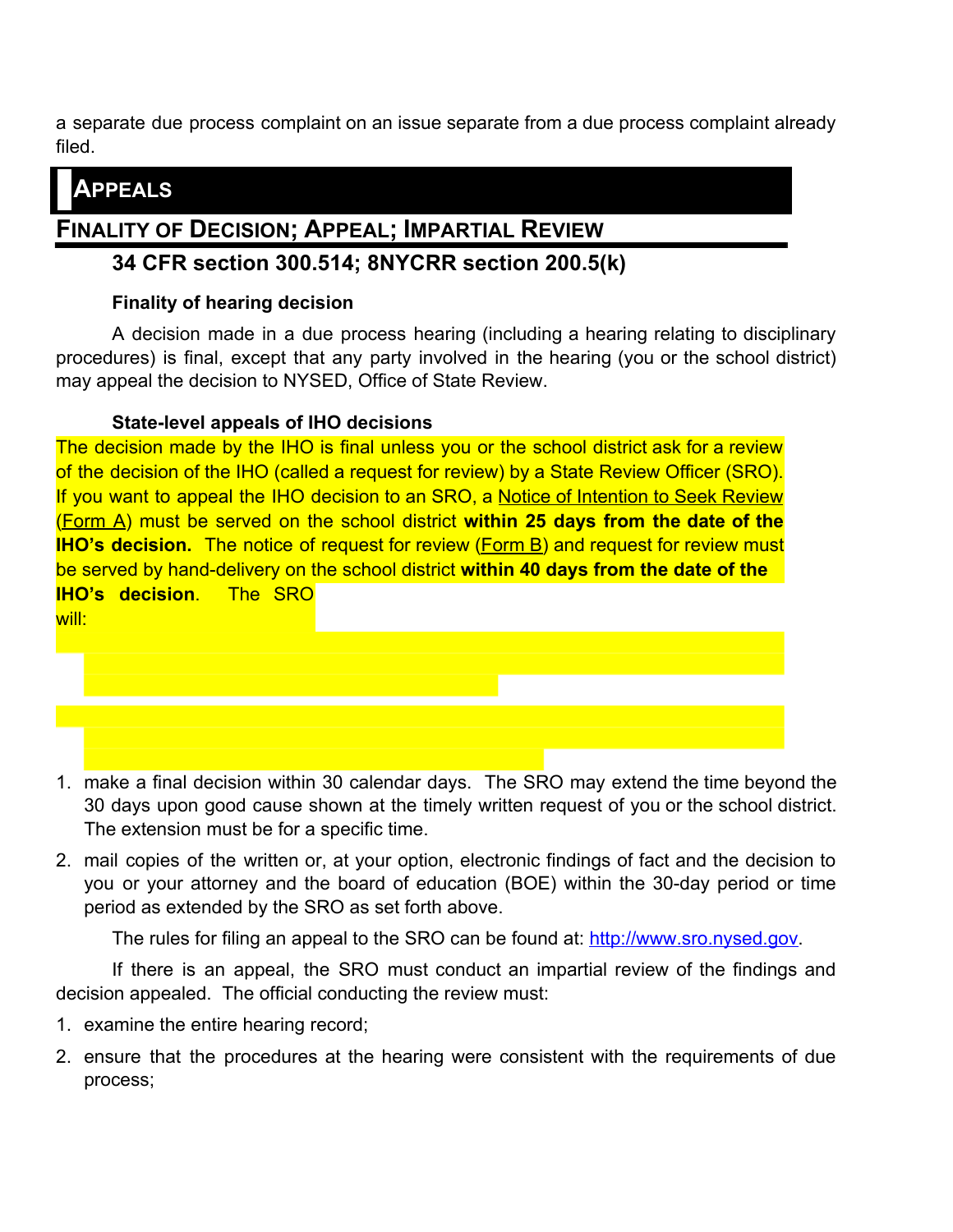a separate due process complaint on an issue separate from a due process complaint already filed.

# APPEALS

## FINALITY OF DECISION; APPEAL; IMPARTIAL REVIEW

### 34 CFR section 300.514; 8NYCRR section 200.5(k)

**Finality of hearing decision**

A decision made in a due process hearing (including a hearing relating to disciplinary procedures) is final, except that any party involved in the hearing (you or the school district) may appeal the decision to NYSED, Office of State Review.

**State-level appeals of IHO decisions**

The decision made by the IHO is final unless you or the school district ask for a review of the decision of the IHO (called a request for review) by a State Review Officer (SRO). If you want to appeal the IHO decision to an SRO, a Notice of Intention to Seek Review (Form A) must be served on the school district **within 25 days from the date of the IHO's decision.** The notice of request for review (Form B) and request for review must be served by hand-delivery on the school district **within 40 days from the date of the IHO's decision**. The SRO will:

1. make a final decision within 30 calendar days. The SRO may extend the time beyond the 30 days upon good cause shown at the timely written request of you or the school district. The extension must be for a specific time.
2. mail copies of the written or, at your option, electronic findings of fact and the decision to you or your attorney and the board of education (BOE) within the 30-day period or time period as extended by the SRO as set forth above.

The rules for filing an appeal to the SRO can be found at: http://www.sro.nysed.gov.

If there is an appeal, the SRO must conduct an impartial review of the findings and decision appealed. The official conducting the review must:

1. examine the entire hearing record;
2. ensure that the procedures at the hearing were consistent with the requirements of due process;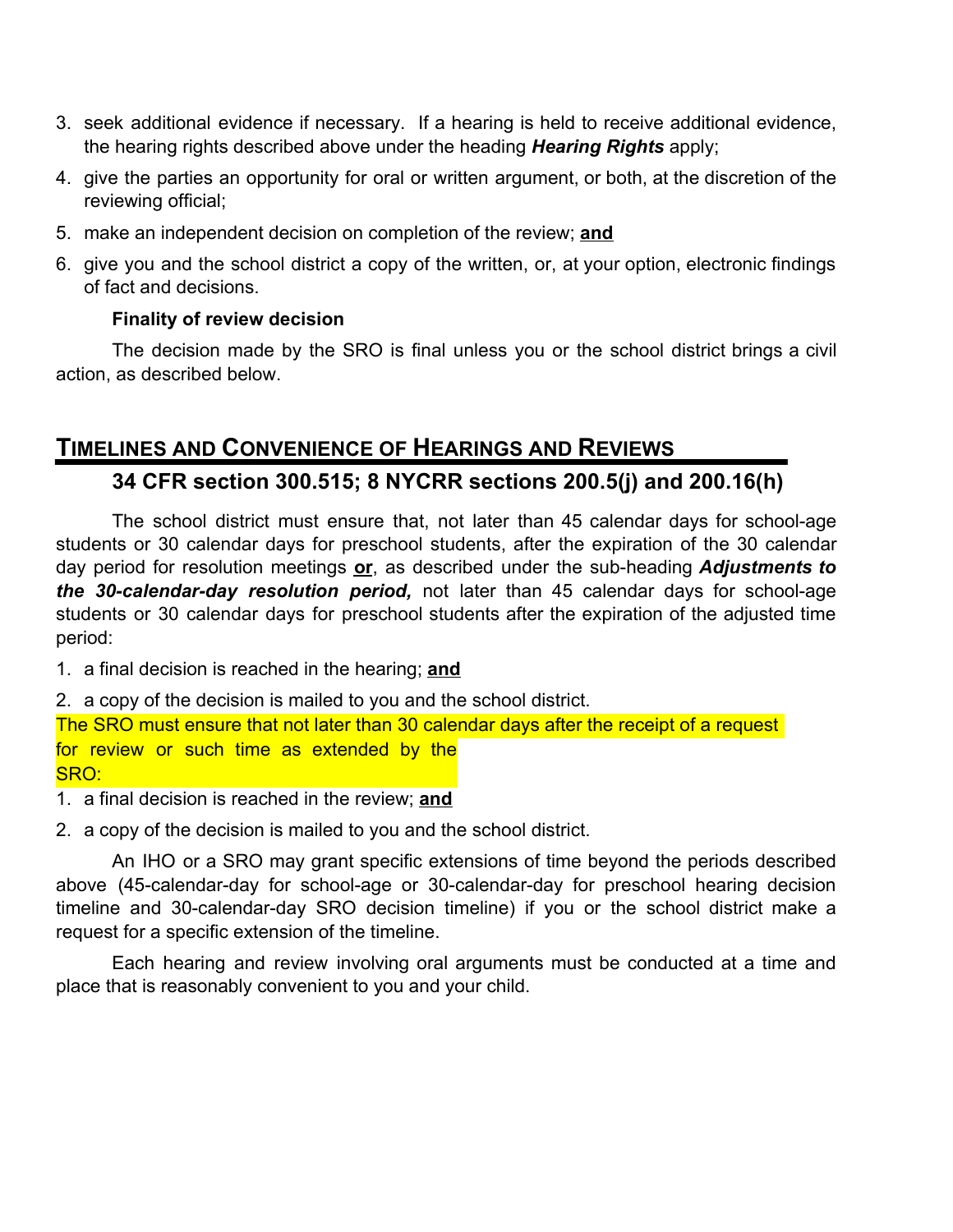3. seek additional evidence if necessary. If a hearing is held to receive additional evidence, the hearing rights described above under the heading ***Hearing Rights*** apply;
4. give the parties an opportunity for oral or written argument, or both, at the discretion of the reviewing official;
5. make an independent decision on completion of the review; **and**
6. give you and the school district a copy of the written, or, at your option, electronic findings of fact and decisions.

**Finality of review decision**

The decision made by the SRO is final unless you or the school district brings a civil action, as described below.

## TIMELINES AND CONVENIENCE OF HEARINGS AND REVIEWS

### 34 CFR section 300.515; 8 NYCRR sections 200.5(j) and 200.16(h)

The school district must ensure that, not later than 45 calendar days for school-age students or 30 calendar days for preschool students, after the expiration of the 30 calendar day period for resolution meetings **or**, as described under the sub-heading ***Adjustments to the 30-calendar-day resolution period,*** not later than 45 calendar days for school-age students or 30 calendar days for preschool students after the expiration of the adjusted time period:

1. a final decision is reached in the hearing; **and**
2. a copy of the decision is mailed to you and the school district.

The SRO must ensure that not later than 30 calendar days after the receipt of a request for review or such time as extended by the SRO:

1. a final decision is reached in the review; **and**
2. a copy of the decision is mailed to you and the school district.

An IHO or a SRO may grant specific extensions of time beyond the periods described above (45-calendar-day for school-age or 30-calendar-day for preschool hearing decision timeline and 30-calendar-day SRO decision timeline) if you or the school district make a request for a specific extension of the timeline.

Each hearing and review involving oral arguments must be conducted at a time and place that is reasonably convenient to you and your child.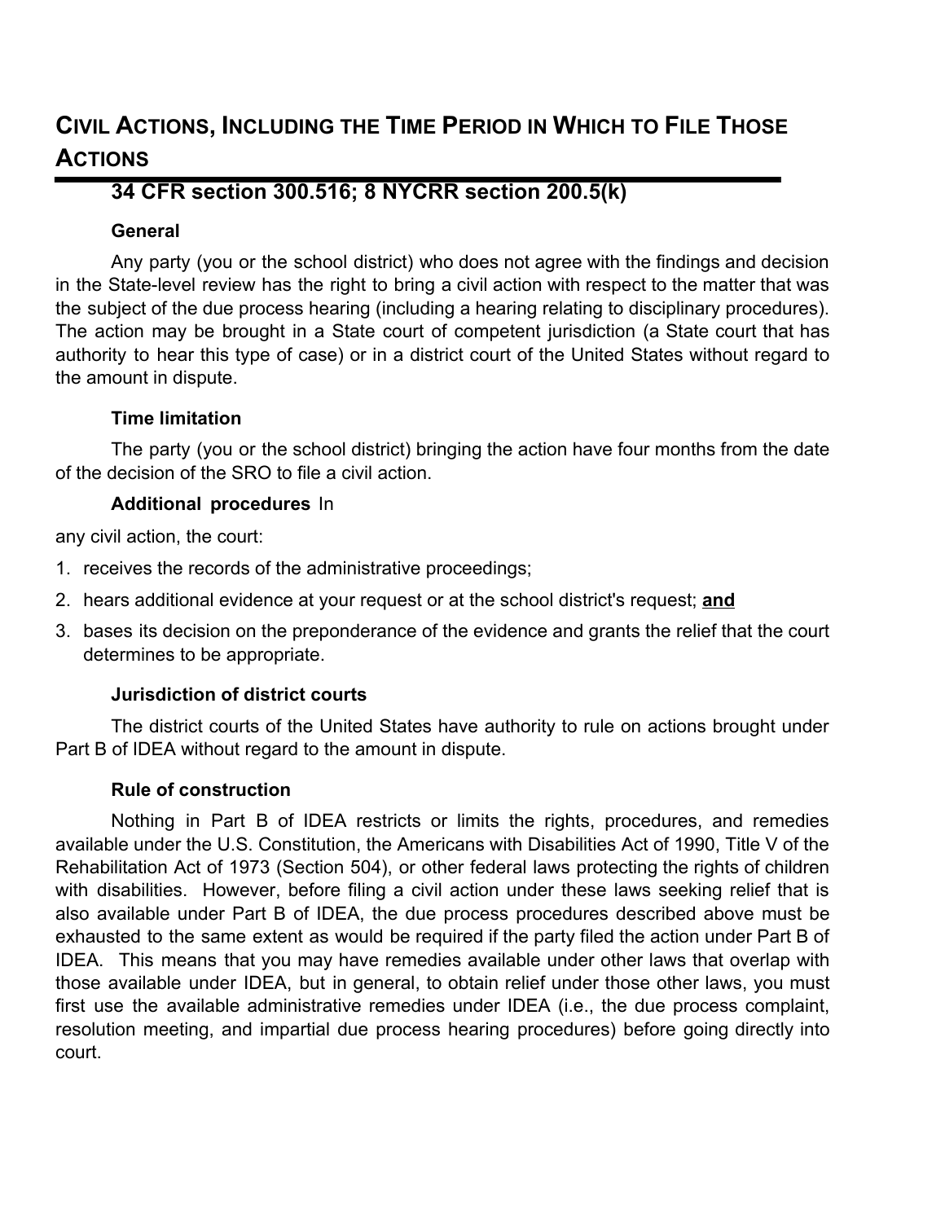## Civil Actions, Including the Time Period in Which to File Those Actions

### 34 CFR section 300.516; 8 NYCRR section 200.5(k)

**General**

Any party (you or the school district) who does not agree with the findings and decision in the State-level review has the right to bring a civil action with respect to the matter that was the subject of the due process hearing (including a hearing relating to disciplinary procedures). The action may be brought in a State court of competent jurisdiction (a State court that has authority to hear this type of case) or in a district court of the United States without regard to the amount in dispute.

**Time limitation**

The party (you or the school district) bringing the action have four months from the date of the decision of the SRO to file a civil action.

**Additional procedures** In any civil action, the court:

1. receives the records of the administrative proceedings;
2. hears additional evidence at your request or at the school district's request; **and**
3. bases its decision on the preponderance of the evidence and grants the relief that the court determines to be appropriate.

**Jurisdiction of district courts**

The district courts of the United States have authority to rule on actions brought under Part B of IDEA without regard to the amount in dispute.

**Rule of construction**

Nothing in Part B of IDEA restricts or limits the rights, procedures, and remedies available under the U.S. Constitution, the Americans with Disabilities Act of 1990, Title V of the Rehabilitation Act of 1973 (Section 504), or other federal laws protecting the rights of children with disabilities. However, before filing a civil action under these laws seeking relief that is also available under Part B of IDEA, the due process procedures described above must be exhausted to the same extent as would be required if the party filed the action under Part B of IDEA. This means that you may have remedies available under other laws that overlap with those available under IDEA, but in general, to obtain relief under those other laws, you must first use the available administrative remedies under IDEA (i.e., the due process complaint, resolution meeting, and impartial due process hearing procedures) before going directly into court.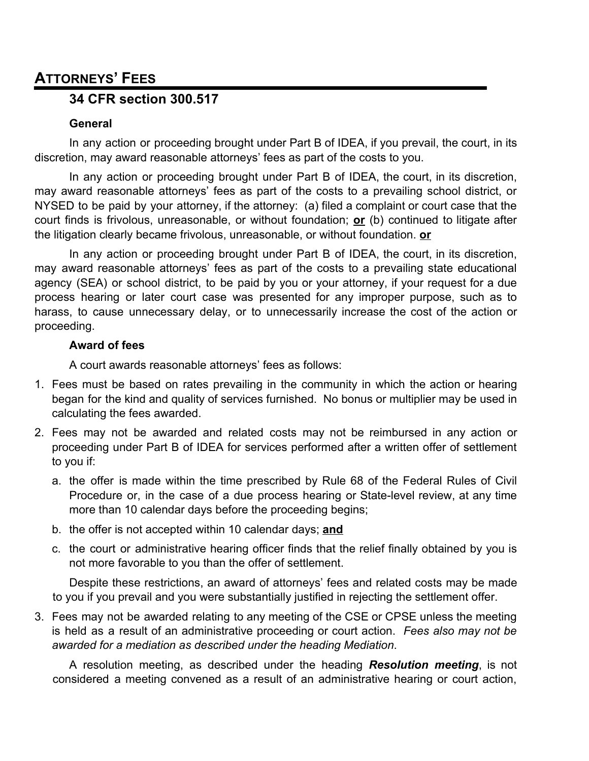## ATTORNEYS' FEES

### 34 CFR section 300.517

**General**

In any action or proceeding brought under Part B of IDEA, if you prevail, the court, in its discretion, may award reasonable attorneys' fees as part of the costs to you.

In any action or proceeding brought under Part B of IDEA, the court, in its discretion, may award reasonable attorneys' fees as part of the costs to a prevailing school district, or NYSED to be paid by your attorney, if the attorney: (a) filed a complaint or court case that the court finds is frivolous, unreasonable, or without foundation; **or** (b) continued to litigate after the litigation clearly became frivolous, unreasonable, or without foundation. **or**

In any action or proceeding brought under Part B of IDEA, the court, in its discretion, may award reasonable attorneys' fees as part of the costs to a prevailing state educational agency (SEA) or school district, to be paid by you or your attorney, if your request for a due process hearing or later court case was presented for any improper purpose, such as to harass, to cause unnecessary delay, or to unnecessarily increase the cost of the action or proceeding.

**Award of fees**

A court awards reasonable attorneys' fees as follows:

1. Fees must be based on rates prevailing in the community in which the action or hearing began for the kind and quality of services furnished. No bonus or multiplier may be used in calculating the fees awarded.
2. Fees may not be awarded and related costs may not be reimbursed in any action or proceeding under Part B of IDEA for services performed after a written offer of settlement to you if:
   a. the offer is made within the time prescribed by Rule 68 of the Federal Rules of Civil Procedure or, in the case of a due process hearing or State-level review, at any time more than 10 calendar days before the proceeding begins;
   b. the offer is not accepted within 10 calendar days; **and**
   c. the court or administrative hearing officer finds that the relief finally obtained by you is not more favorable to you than the offer of settlement.

   Despite these restrictions, an award of attorneys' fees and related costs may be made to you if you prevail and you were substantially justified in rejecting the settlement offer.
3. Fees may not be awarded relating to any meeting of the CSE or CPSE unless the meeting is held as a result of an administrative proceeding or court action. *Fees also may not be awarded for a mediation as described under the heading Mediation*.

   A resolution meeting, as described under the heading ***Resolution meeting***, is not considered a meeting convened as a result of an administrative hearing or court action,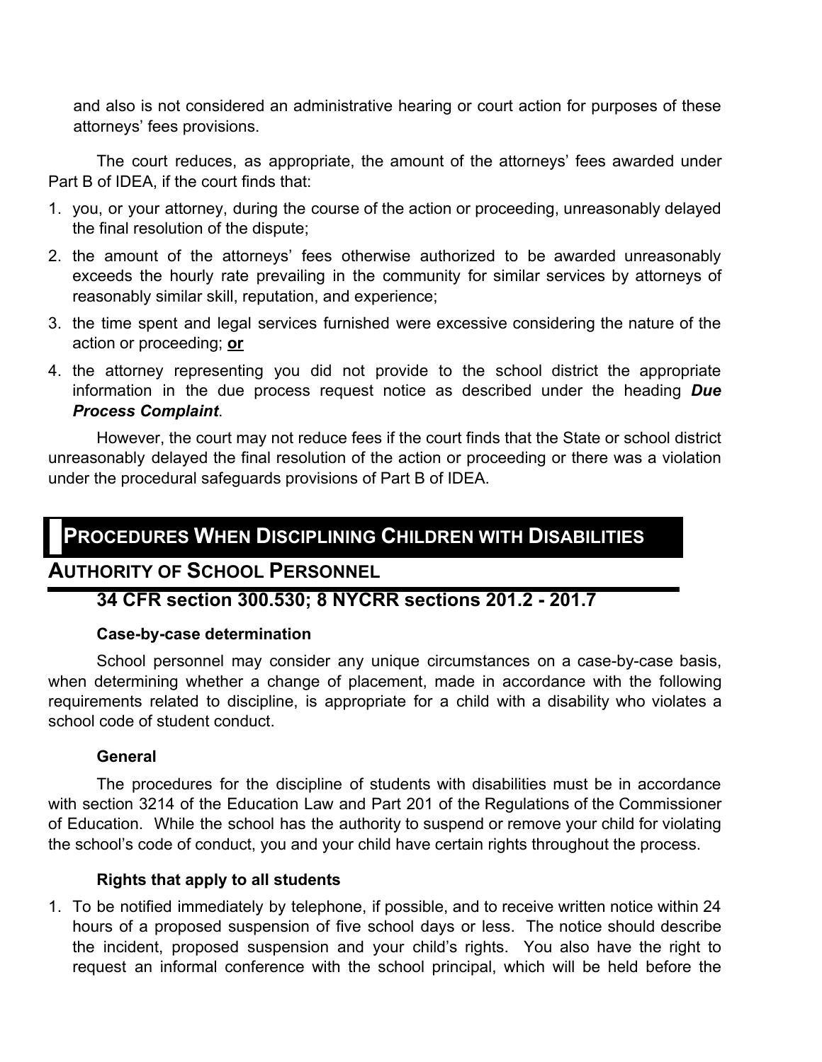and also is not considered an administrative hearing or court action for purposes of these attorneys' fees provisions.

The court reduces, as appropriate, the amount of the attorneys' fees awarded under Part B of IDEA, if the court finds that:

1. you, or your attorney, during the course of the action or proceeding, unreasonably delayed the final resolution of the dispute;
2. the amount of the attorneys' fees otherwise authorized to be awarded unreasonably exceeds the hourly rate prevailing in the community for similar services by attorneys of reasonably similar skill, reputation, and experience;
3. the time spent and legal services furnished were excessive considering the nature of the action or proceeding; **or**
4. the attorney representing you did not provide to the school district the appropriate information in the due process request notice as described under the heading ***Due Process Complaint***.

However, the court may not reduce fees if the court finds that the State or school district unreasonably delayed the final resolution of the action or proceeding or there was a violation under the procedural safeguards provisions of Part B of IDEA.

# PROCEDURES WHEN DISCIPLINING CHILDREN WITH DISABILITIES

## AUTHORITY OF SCHOOL PERSONNEL

### 34 CFR section 300.530; 8 NYCRR sections 201.2 - 201.7

**Case-by-case determination**

School personnel may consider any unique circumstances on a case-by-case basis, when determining whether a change of placement, made in accordance with the following requirements related to discipline, is appropriate for a child with a disability who violates a school code of student conduct.

**General**

The procedures for the discipline of students with disabilities must be in accordance with section 3214 of the Education Law and Part 201 of the Regulations of the Commissioner of Education. While the school has the authority to suspend or remove your child for violating the school's code of conduct, you and your child have certain rights throughout the process.

**Rights that apply to all students**

1. To be notified immediately by telephone, if possible, and to receive written notice within 24 hours of a proposed suspension of five school days or less. The notice should describe the incident, proposed suspension and your child's rights. You also have the right to request an informal conference with the school principal, which will be held before the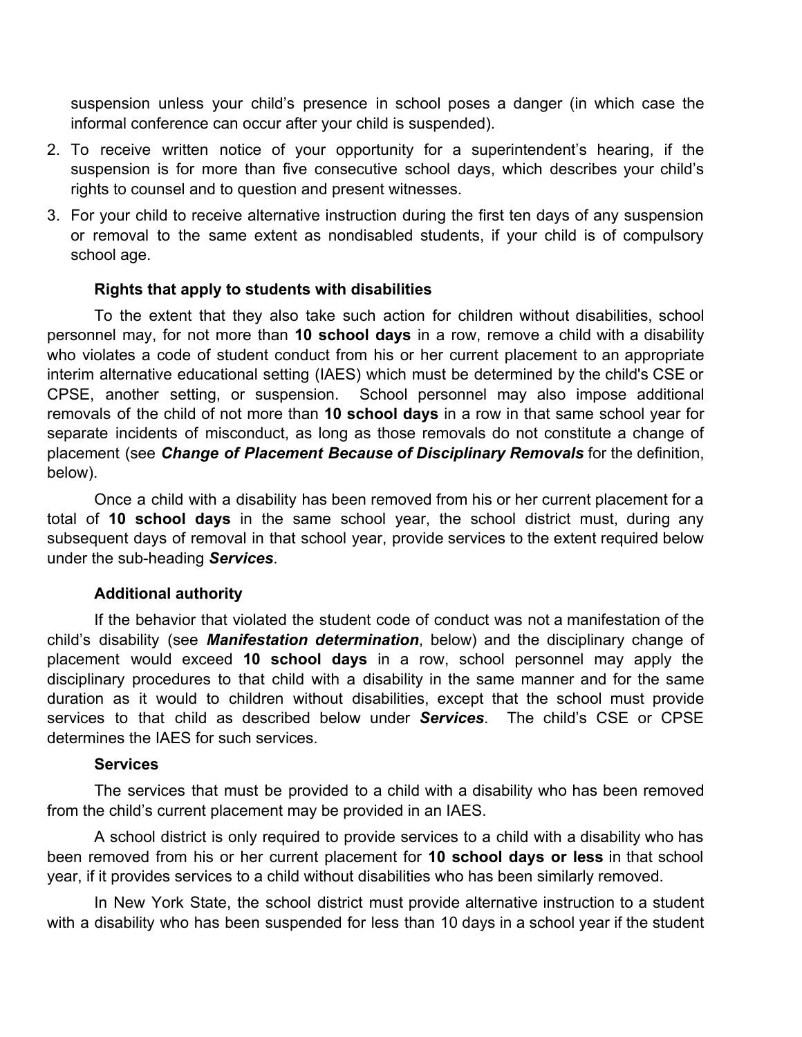suspension unless your child's presence in school poses a danger (in which case the informal conference can occur after your child is suspended).

2. To receive written notice of your opportunity for a superintendent's hearing, if the suspension is for more than five consecutive school days, which describes your child's rights to counsel and to question and present witnesses.
3. For your child to receive alternative instruction during the first ten days of any suspension or removal to the same extent as nondisabled students, if your child is of compulsory school age.

**Rights that apply to students with disabilities**

To the extent that they also take such action for children without disabilities, school personnel may, for not more than **10 school days** in a row, remove a child with a disability who violates a code of student conduct from his or her current placement to an appropriate interim alternative educational setting (IAES) which must be determined by the child's CSE or CPSE, another setting, or suspension. School personnel may also impose additional removals of the child of not more than **10 school days** in a row in that same school year for separate incidents of misconduct, as long as those removals do not constitute a change of placement (see ***Change of Placement Because of Disciplinary Removals*** for the definition, below).

Once a child with a disability has been removed from his or her current placement for a total of **10 school days** in the same school year, the school district must, during any subsequent days of removal in that school year, provide services to the extent required below under the sub-heading ***Services***.

**Additional authority**

If the behavior that violated the student code of conduct was not a manifestation of the child's disability (see ***Manifestation determination***, below) and the disciplinary change of placement would exceed **10 school days** in a row, school personnel may apply the disciplinary procedures to that child with a disability in the same manner and for the same duration as it would to children without disabilities, except that the school must provide services to that child as described below under ***Services***. The child's CSE or CPSE determines the IAES for such services.

**Services**

The services that must be provided to a child with a disability who has been removed from the child's current placement may be provided in an IAES.

A school district is only required to provide services to a child with a disability who has been removed from his or her current placement for **10 school days or less** in that school year, if it provides services to a child without disabilities who has been similarly removed.

In New York State, the school district must provide alternative instruction to a student with a disability who has been suspended for less than 10 days in a school year if the student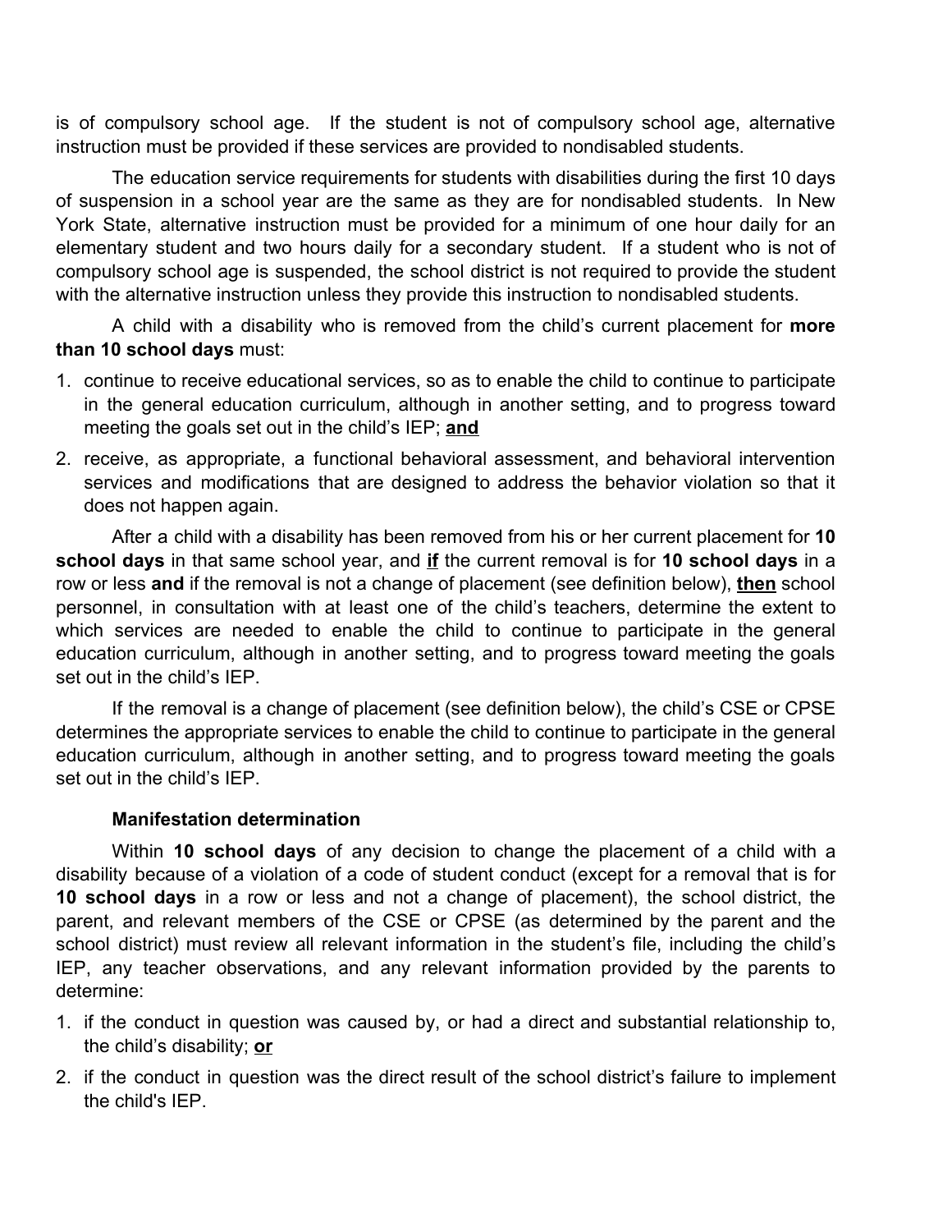is of compulsory school age. If the student is not of compulsory school age, alternative instruction must be provided if these services are provided to nondisabled students.

The education service requirements for students with disabilities during the first 10 days of suspension in a school year are the same as they are for nondisabled students. In New York State, alternative instruction must be provided for a minimum of one hour daily for an elementary student and two hours daily for a secondary student. If a student who is not of compulsory school age is suspended, the school district is not required to provide the student with the alternative instruction unless they provide this instruction to nondisabled students.

A child with a disability who is removed from the child's current placement for **more than 10 school days** must:

1. continue to receive educational services, so as to enable the child to continue to participate in the general education curriculum, although in another setting, and to progress toward meeting the goals set out in the child's IEP; **<u>and</u>**
2. receive, as appropriate, a functional behavioral assessment, and behavioral intervention services and modifications that are designed to address the behavior violation so that it does not happen again.

After a child with a disability has been removed from his or her current placement for **10 school days** in that same school year, and **<u>if</u>** the current removal is for **10 school days** in a row or less **and** if the removal is not a change of placement (see definition below), **<u>then</u>** school personnel, in consultation with at least one of the child's teachers, determine the extent to which services are needed to enable the child to continue to participate in the general education curriculum, although in another setting, and to progress toward meeting the goals set out in the child's IEP.

If the removal is a change of placement (see definition below), the child's CSE or CPSE determines the appropriate services to enable the child to continue to participate in the general education curriculum, although in another setting, and to progress toward meeting the goals set out in the child's IEP.

### Manifestation determination

Within **10 school days** of any decision to change the placement of a child with a disability because of a violation of a code of student conduct (except for a removal that is for **10 school days** in a row or less and not a change of placement), the school district, the parent, and relevant members of the CSE or CPSE (as determined by the parent and the school district) must review all relevant information in the student's file, including the child's IEP, any teacher observations, and any relevant information provided by the parents to determine:

1. if the conduct in question was caused by, or had a direct and substantial relationship to, the child's disability; **<u>or</u>**
2. if the conduct in question was the direct result of the school district's failure to implement the child's IEP.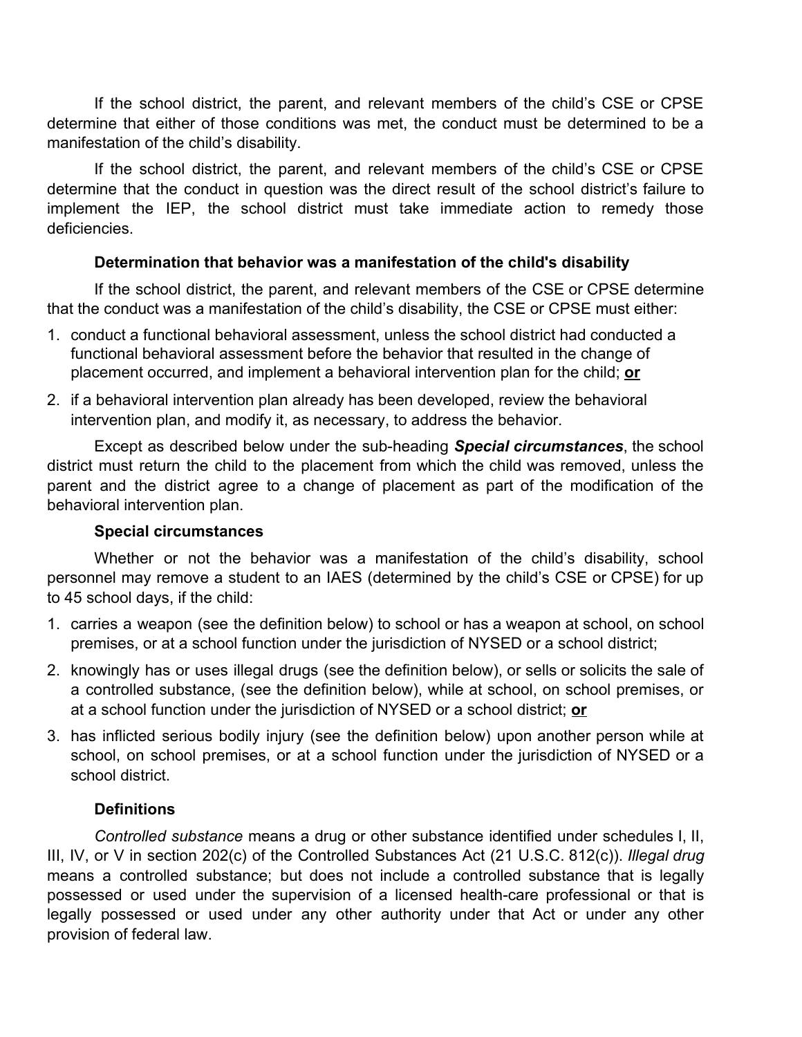If the school district, the parent, and relevant members of the child's CSE or CPSE determine that either of those conditions was met, the conduct must be determined to be a manifestation of the child's disability.

If the school district, the parent, and relevant members of the child's CSE or CPSE determine that the conduct in question was the direct result of the school district's failure to implement the IEP, the school district must take immediate action to remedy those deficiencies.

### Determination that behavior was a manifestation of the child's disability

If the school district, the parent, and relevant members of the CSE or CPSE determine that the conduct was a manifestation of the child's disability, the CSE or CPSE must either:

1. conduct a functional behavioral assessment, unless the school district had conducted a functional behavioral assessment before the behavior that resulted in the change of placement occurred, and implement a behavioral intervention plan for the child; **or**
2. if a behavioral intervention plan already has been developed, review the behavioral intervention plan, and modify it, as necessary, to address the behavior.

Except as described below under the sub-heading ***Special circumstances***, the school district must return the child to the placement from which the child was removed, unless the parent and the district agree to a change of placement as part of the modification of the behavioral intervention plan.

### Special circumstances

Whether or not the behavior was a manifestation of the child's disability, school personnel may remove a student to an IAES (determined by the child's CSE or CPSE) for up to 45 school days, if the child:

1. carries a weapon (see the definition below) to school or has a weapon at school, on school premises, or at a school function under the jurisdiction of NYSED or a school district;
2. knowingly has or uses illegal drugs (see the definition below), or sells or solicits the sale of a controlled substance, (see the definition below), while at school, on school premises, or at a school function under the jurisdiction of NYSED or a school district; **or**
3. has inflicted serious bodily injury (see the definition below) upon another person while at school, on school premises, or at a school function under the jurisdiction of NYSED or a school district.

### Definitions

*Controlled substance* means a drug or other substance identified under schedules I, II, III, IV, or V in section 202(c) of the Controlled Substances Act (21 U.S.C. 812(c)). *Illegal drug* means a controlled substance; but does not include a controlled substance that is legally possessed or used under the supervision of a licensed health-care professional or that is legally possessed or used under any other authority under that Act or under any other provision of federal law.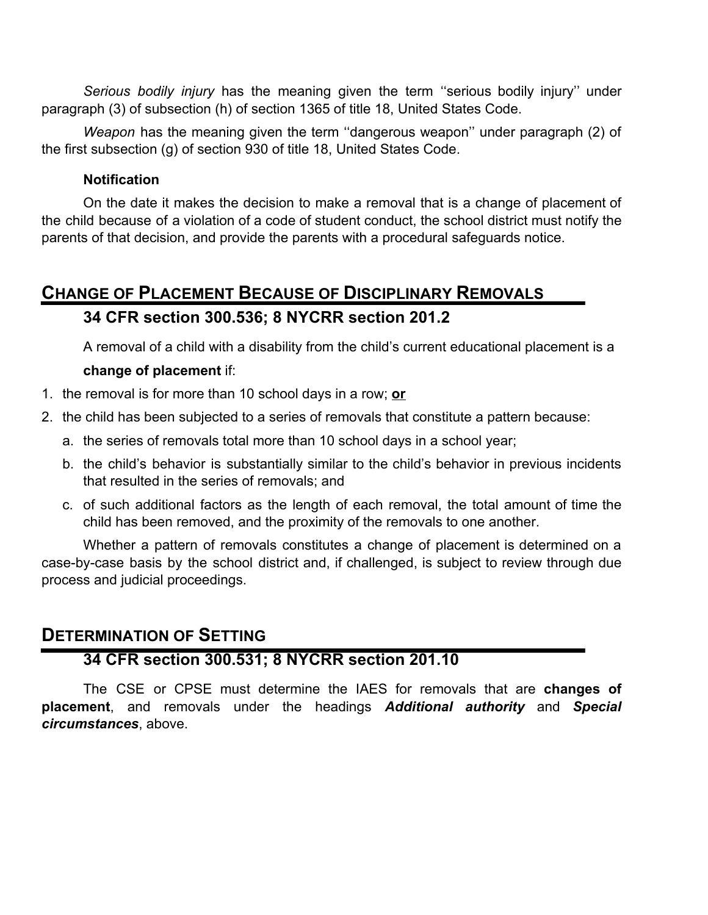*Serious bodily injury* has the meaning given the term ''serious bodily injury'' under paragraph (3) of subsection (h) of section 1365 of title 18, United States Code.

*Weapon* has the meaning given the term ''dangerous weapon'' under paragraph (2) of the first subsection (g) of section 930 of title 18, United States Code.

**Notification**

On the date it makes the decision to make a removal that is a change of placement of the child because of a violation of a code of student conduct, the school district must notify the parents of that decision, and provide the parents with a procedural safeguards notice.

## CHANGE OF PLACEMENT BECAUSE OF DISCIPLINARY REMOVALS

### 34 CFR section 300.536; 8 NYCRR section 201.2

A removal of a child with a disability from the child's current educational placement is a **change of placement** if:

1. the removal is for more than 10 school days in a row; **or**
2. the child has been subjected to a series of removals that constitute a pattern because:
   a. the series of removals total more than 10 school days in a school year;
   b. the child's behavior is substantially similar to the child's behavior in previous incidents that resulted in the series of removals; and
   c. of such additional factors as the length of each removal, the total amount of time the child has been removed, and the proximity of the removals to one another.

Whether a pattern of removals constitutes a change of placement is determined on a case-by-case basis by the school district and, if challenged, is subject to review through due process and judicial proceedings.

## DETERMINATION OF SETTING

### 34 CFR section 300.531; 8 NYCRR section 201.10

The CSE or CPSE must determine the IAES for removals that are **changes of placement**, and removals under the headings ***Additional authority*** and ***Special circumstances***, above.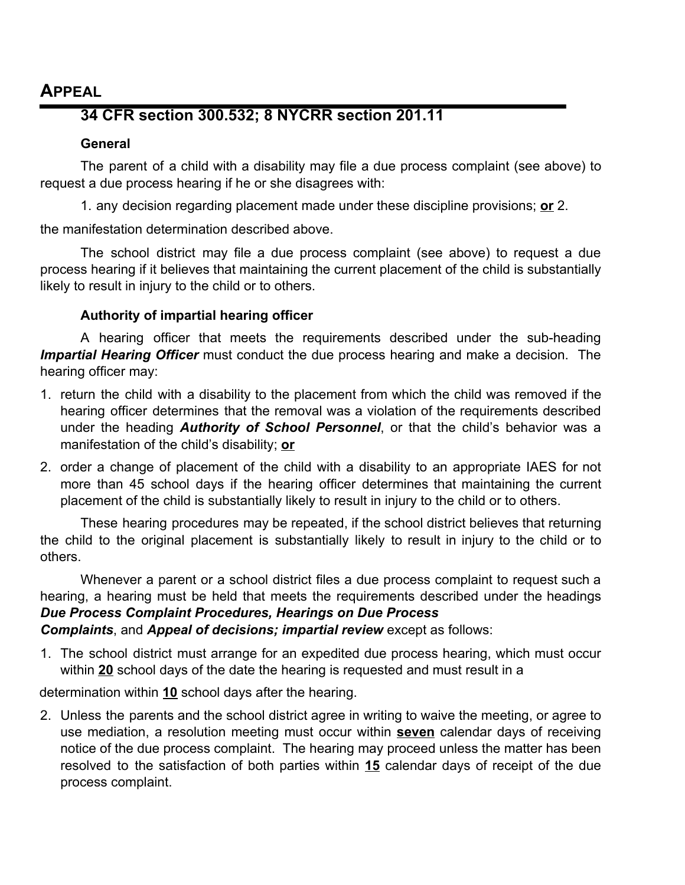## APPEAL

### 34 CFR section 300.532; 8 NYCRR section 201.11

#### General

The parent of a child with a disability may file a due process complaint (see above) to request a due process hearing if he or she disagrees with:

1. any decision regarding placement made under these discipline provisions; **or** 2. the manifestation determination described above.

The school district may file a due process complaint (see above) to request a due process hearing if it believes that maintaining the current placement of the child is substantially likely to result in injury to the child or to others.

#### Authority of impartial hearing officer

A hearing officer that meets the requirements described under the sub-heading ***Impartial Hearing Officer*** must conduct the due process hearing and make a decision. The hearing officer may:

1. return the child with a disability to the placement from which the child was removed if the hearing officer determines that the removal was a violation of the requirements described under the heading ***Authority of School Personnel***, or that the child's behavior was a manifestation of the child's disability; **or**
2. order a change of placement of the child with a disability to an appropriate IAES for not more than 45 school days if the hearing officer determines that maintaining the current placement of the child is substantially likely to result in injury to the child or to others.

These hearing procedures may be repeated, if the school district believes that returning the child to the original placement is substantially likely to result in injury to the child or to others.

Whenever a parent or a school district files a due process complaint to request such a hearing, a hearing must be held that meets the requirements described under the headings ***Due Process Complaint Procedures, Hearings on Due Process Complaints***, and ***Appeal of decisions; impartial review*** except as follows:

1. The school district must arrange for an expedited due process hearing, which must occur within **20** school days of the date the hearing is requested and must result in a determination within **10** school days after the hearing.
2. Unless the parents and the school district agree in writing to waive the meeting, or agree to use mediation, a resolution meeting must occur within **seven** calendar days of receiving notice of the due process complaint. The hearing may proceed unless the matter has been resolved to the satisfaction of both parties within **15** calendar days of receipt of the due process complaint.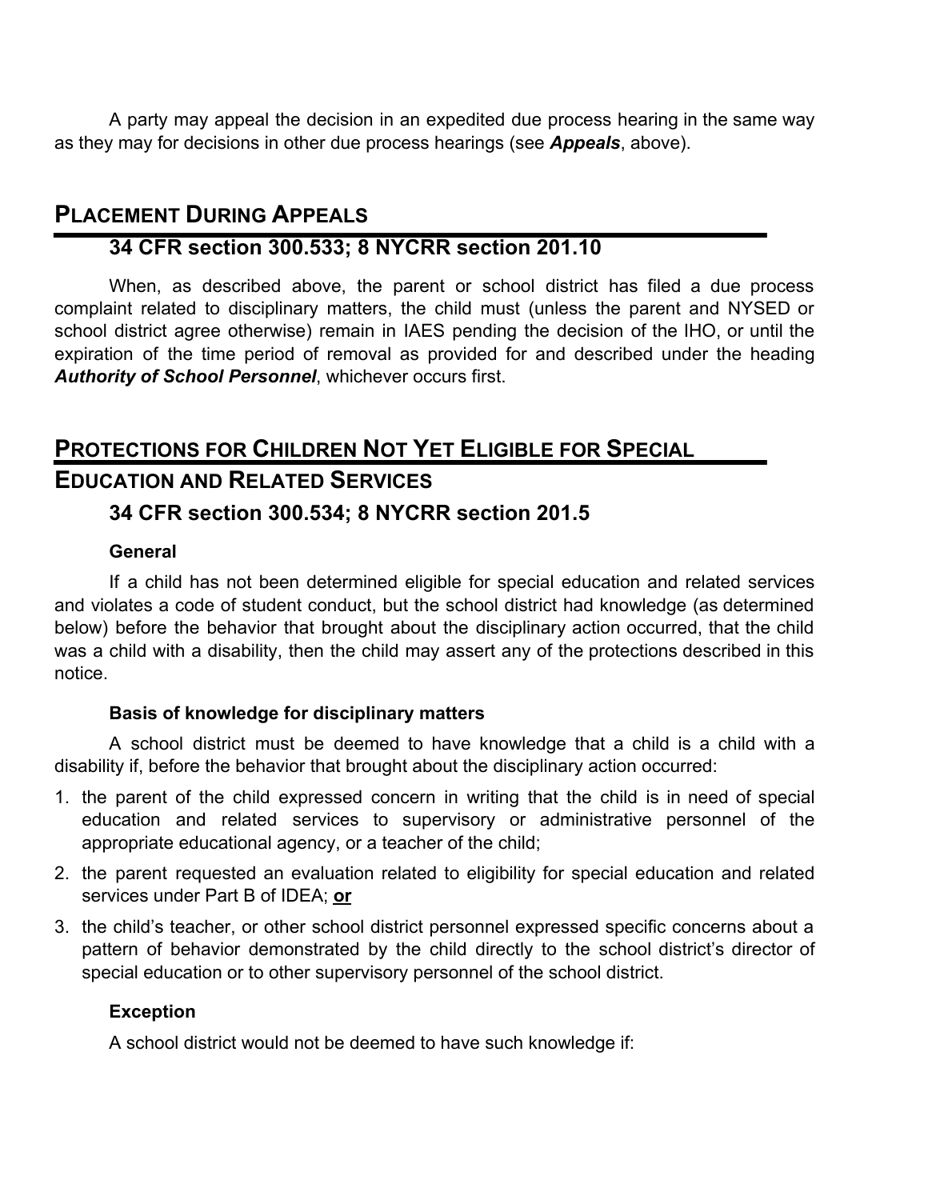A party may appeal the decision in an expedited due process hearing in the same way as they may for decisions in other due process hearings (see ***Appeals***, above).

## PLACEMENT DURING APPEALS

### 34 CFR section 300.533; 8 NYCRR section 201.10

When, as described above, the parent or school district has filed a due process complaint related to disciplinary matters, the child must (unless the parent and NYSED or school district agree otherwise) remain in IAES pending the decision of the IHO, or until the expiration of the time period of removal as provided for and described under the heading ***Authority of School Personnel***, whichever occurs first.

## PROTECTIONS FOR CHILDREN NOT YET ELIGIBLE FOR SPECIAL EDUCATION AND RELATED SERVICES

### 34 CFR section 300.534; 8 NYCRR section 201.5

**General**

If a child has not been determined eligible for special education and related services and violates a code of student conduct, but the school district had knowledge (as determined below) before the behavior that brought about the disciplinary action occurred, that the child was a child with a disability, then the child may assert any of the protections described in this notice.

**Basis of knowledge for disciplinary matters**

A school district must be deemed to have knowledge that a child is a child with a disability if, before the behavior that brought about the disciplinary action occurred:

1. the parent of the child expressed concern in writing that the child is in need of special education and related services to supervisory or administrative personnel of the appropriate educational agency, or a teacher of the child;
2. the parent requested an evaluation related to eligibility for special education and related services under Part B of IDEA; **or**
3. the child's teacher, or other school district personnel expressed specific concerns about a pattern of behavior demonstrated by the child directly to the school district's director of special education or to other supervisory personnel of the school district.

**Exception**

A school district would not be deemed to have such knowledge if: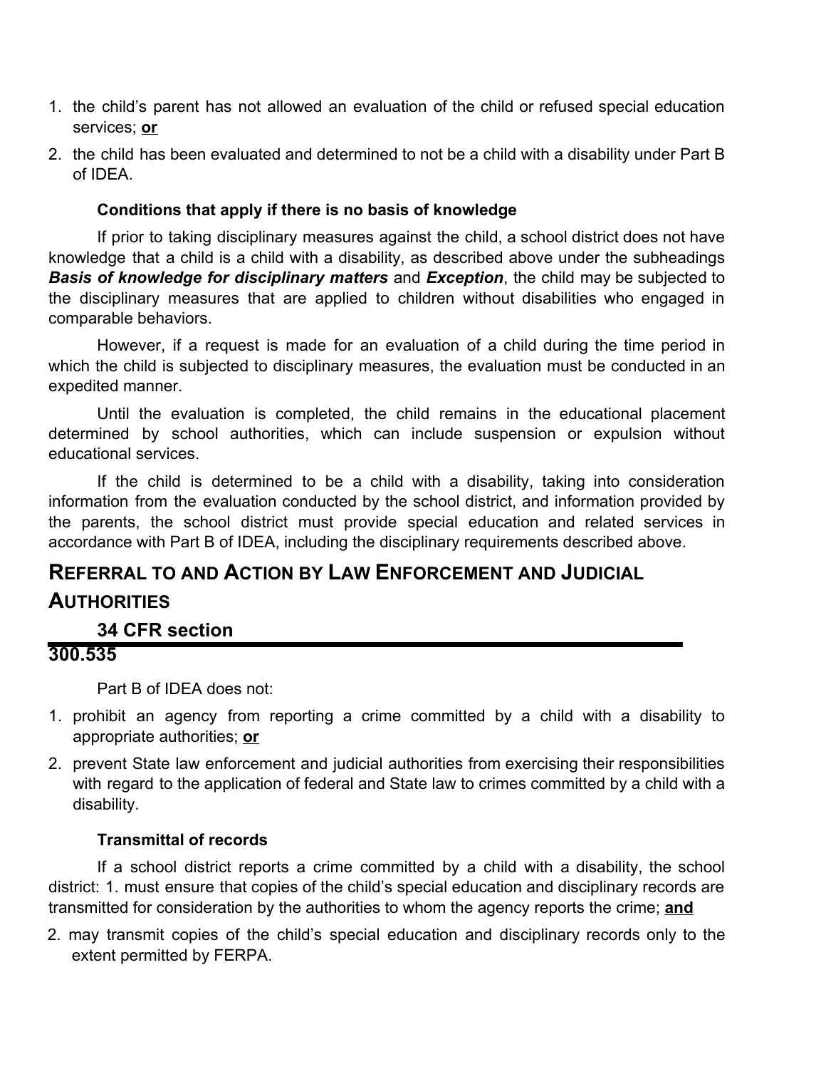1. the child's parent has not allowed an evaluation of the child or refused special education services; **or**
2. the child has been evaluated and determined to not be a child with a disability under Part B of IDEA.

#### Conditions that apply if there is no basis of knowledge

If prior to taking disciplinary measures against the child, a school district does not have knowledge that a child is a child with a disability, as described above under the subheadings ***Basis of knowledge for disciplinary matters*** and ***Exception***, the child may be subjected to the disciplinary measures that are applied to children without disabilities who engaged in comparable behaviors.

However, if a request is made for an evaluation of a child during the time period in which the child is subjected to disciplinary measures, the evaluation must be conducted in an expedited manner.

Until the evaluation is completed, the child remains in the educational placement determined by school authorities, which can include suspension or expulsion without educational services.

If the child is determined to be a child with a disability, taking into consideration information from the evaluation conducted by the school district, and information provided by the parents, the school district must provide special education and related services in accordance with Part B of IDEA, including the disciplinary requirements described above.

## Referral to and Action by Law Enforcement and Judicial Authorities

### 34 CFR section 300.535

Part B of IDEA does not:

1. prohibit an agency from reporting a crime committed by a child with a disability to appropriate authorities; **or**
2. prevent State law enforcement and judicial authorities from exercising their responsibilities with regard to the application of federal and State law to crimes committed by a child with a disability.

#### Transmittal of records

If a school district reports a crime committed by a child with a disability, the school district: 1. must ensure that copies of the child's special education and disciplinary records are transmitted for consideration by the authorities to whom the agency reports the crime; **and**

2. may transmit copies of the child's special education and disciplinary records only to the extent permitted by FERPA.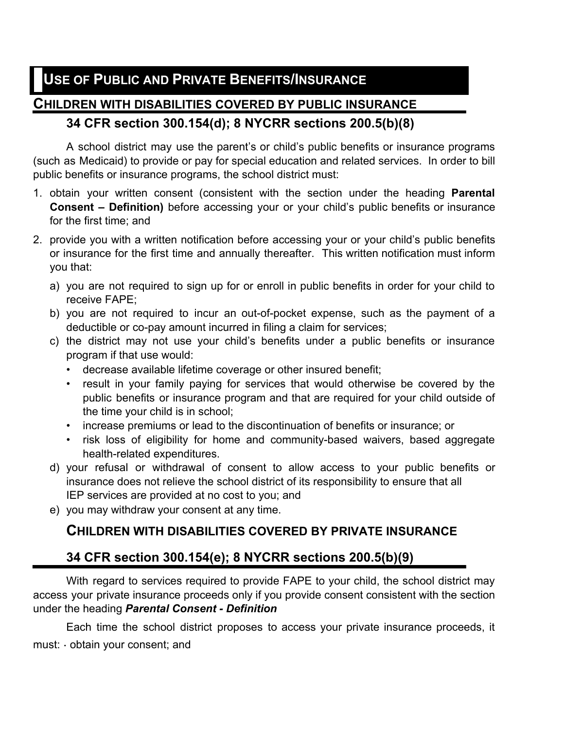# USE OF PUBLIC AND PRIVATE BENEFITS/INSURANCE

## CHILDREN WITH DISABILITIES COVERED BY PUBLIC INSURANCE

### 34 CFR section 300.154(d); 8 NYCRR sections 200.5(b)(8)

A school district may use the parent's or child's public benefits or insurance programs (such as Medicaid) to provide or pay for special education and related services. In order to bill public benefits or insurance programs, the school district must:

1. obtain your written consent (consistent with the section under the heading **Parental Consent – Definition)** before accessing your or your child's public benefits or insurance for the first time; and
2. provide you with a written notification before accessing your or your child's public benefits or insurance for the first time and annually thereafter. This written notification must inform you that:
   a) you are not required to sign up for or enroll in public benefits in order for your child to receive FAPE;
   b) you are not required to incur an out-of-pocket expense, such as the payment of a deductible or co-pay amount incurred in filing a claim for services;
   c) the district may not use your child's benefits under a public benefits or insurance program if that use would:
      - decrease available lifetime coverage or other insured benefit;
      - result in your family paying for services that would otherwise be covered by the public benefits or insurance program and that are required for your child outside of the time your child is in school;
      - increase premiums or lead to the discontinuation of benefits or insurance; or
      - risk loss of eligibility for home and community-based waivers, based aggregate health-related expenditures.
   d) your refusal or withdrawal of consent to allow access to your public benefits or insurance does not relieve the school district of its responsibility to ensure that all IEP services are provided at no cost to you; and
   e) you may withdraw your consent at any time.

## CHILDREN WITH DISABILITIES COVERED BY PRIVATE INSURANCE

### 34 CFR section 300.154(e); 8 NYCRR sections 200.5(b)(9)

With regard to services required to provide FAPE to your child, the school district may access your private insurance proceeds only if you provide consent consistent with the section under the heading ***Parental Consent - Definition***

Each time the school district proposes to access your private insurance proceeds, it must: · obtain your consent; and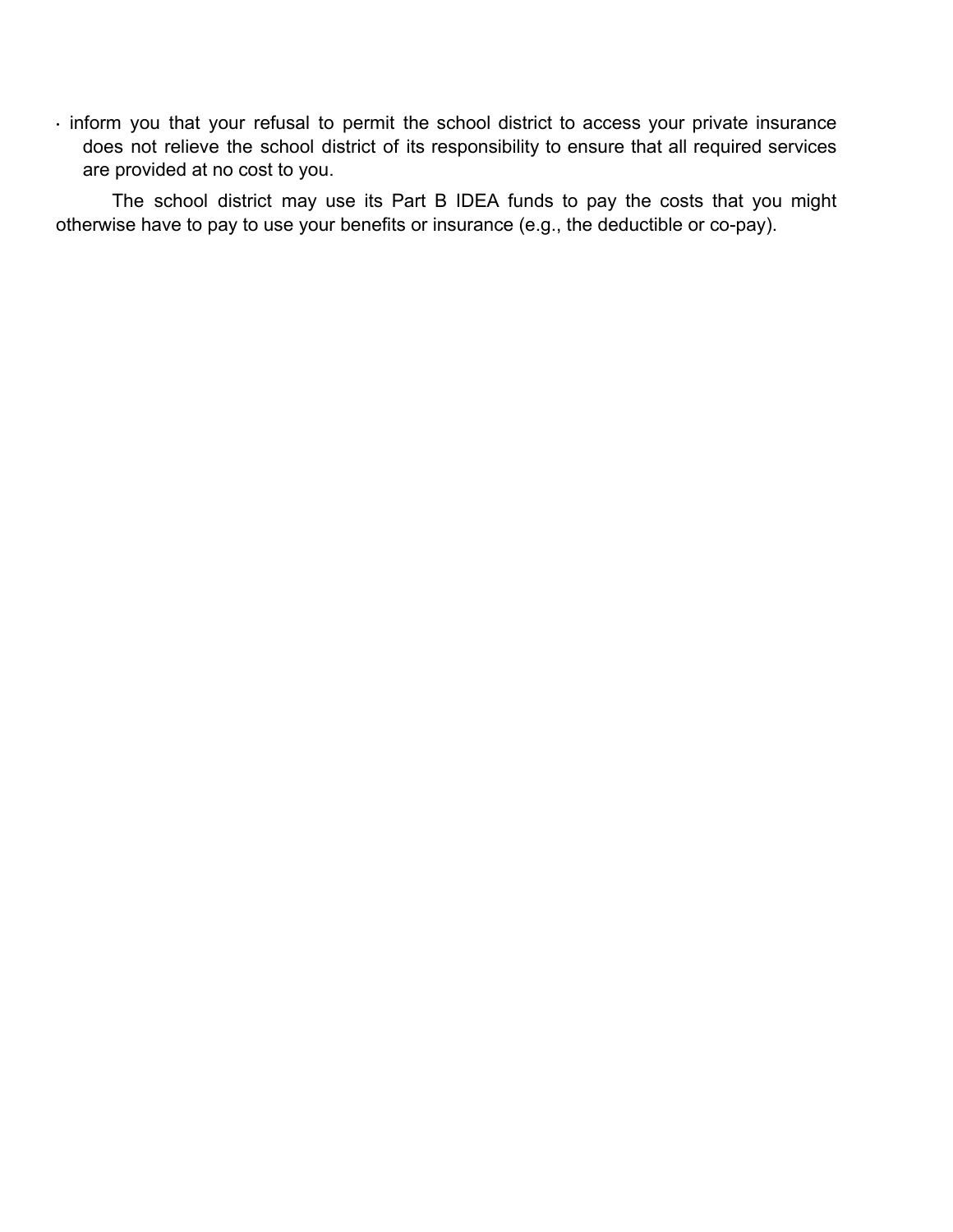- inform you that your refusal to permit the school district to access your private insurance does not relieve the school district of its responsibility to ensure that all required services are provided at no cost to you.

The school district may use its Part B IDEA funds to pay the costs that you might otherwise have to pay to use your benefits or insurance (e.g., the deductible or co-pay).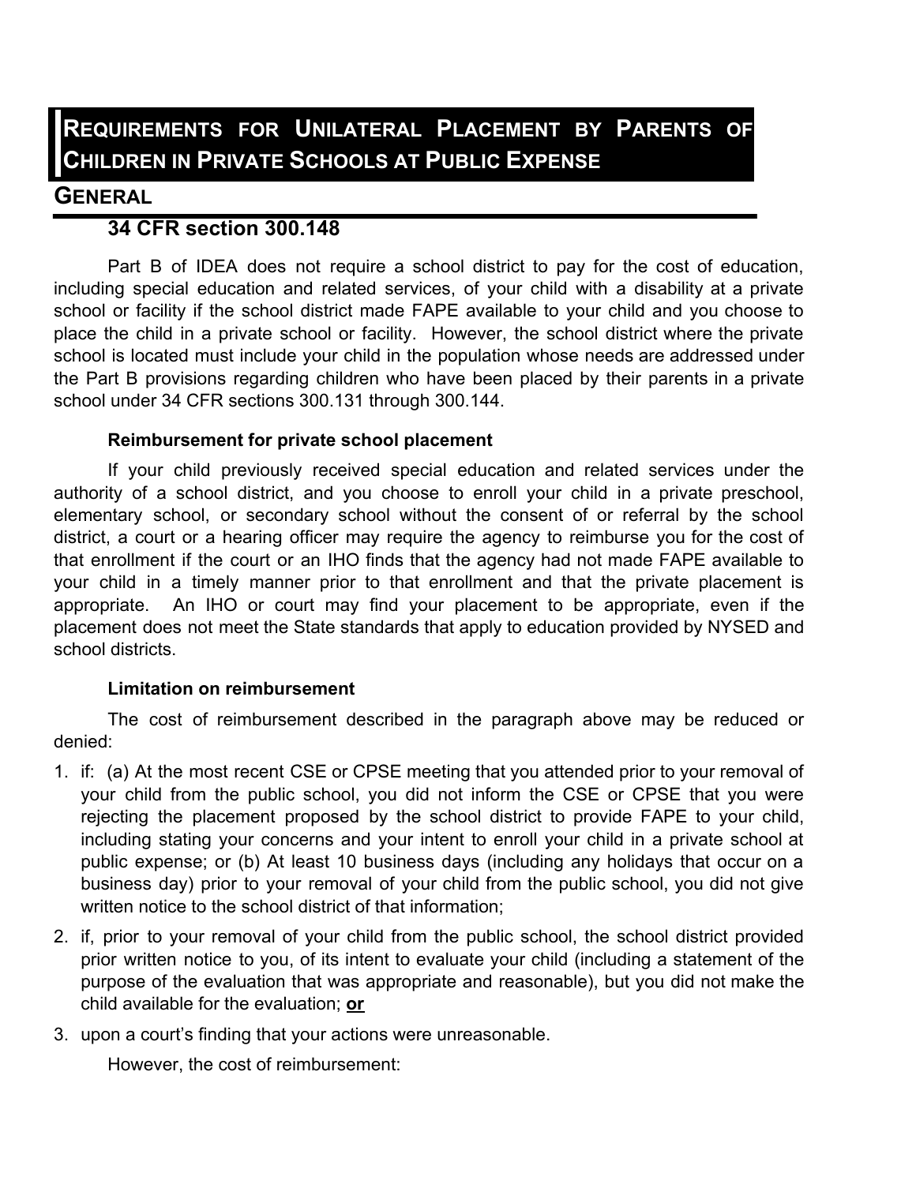# Requirements for Unilateral Placement by Parents of Children in Private Schools at Public Expense

## General

### 34 CFR section 300.148

Part B of IDEA does not require a school district to pay for the cost of education, including special education and related services, of your child with a disability at a private school or facility if the school district made FAPE available to your child and you choose to place the child in a private school or facility. However, the school district where the private school is located must include your child in the population whose needs are addressed under the Part B provisions regarding children who have been placed by their parents in a private school under 34 CFR sections 300.131 through 300.144.

**Reimbursement for private school placement**

If your child previously received special education and related services under the authority of a school district, and you choose to enroll your child in a private preschool, elementary school, or secondary school without the consent of or referral by the school district, a court or a hearing officer may require the agency to reimburse you for the cost of that enrollment if the court or an IHO finds that the agency had not made FAPE available to your child in a timely manner prior to that enrollment and that the private placement is appropriate. An IHO or court may find your placement to be appropriate, even if the placement does not meet the State standards that apply to education provided by NYSED and school districts.

**Limitation on reimbursement**

The cost of reimbursement described in the paragraph above may be reduced or denied:

1. if: (a) At the most recent CSE or CPSE meeting that you attended prior to your removal of your child from the public school, you did not inform the CSE or CPSE that you were rejecting the placement proposed by the school district to provide FAPE to your child, including stating your concerns and your intent to enroll your child in a private school at public expense; or (b) At least 10 business days (including any holidays that occur on a business day) prior to your removal of your child from the public school, you did not give written notice to the school district of that information;
2. if, prior to your removal of your child from the public school, the school district provided prior written notice to you, of its intent to evaluate your child (including a statement of the purpose of the evaluation that was appropriate and reasonable), but you did not make the child available for the evaluation; **or**
3. upon a court's finding that your actions were unreasonable.

However, the cost of reimbursement: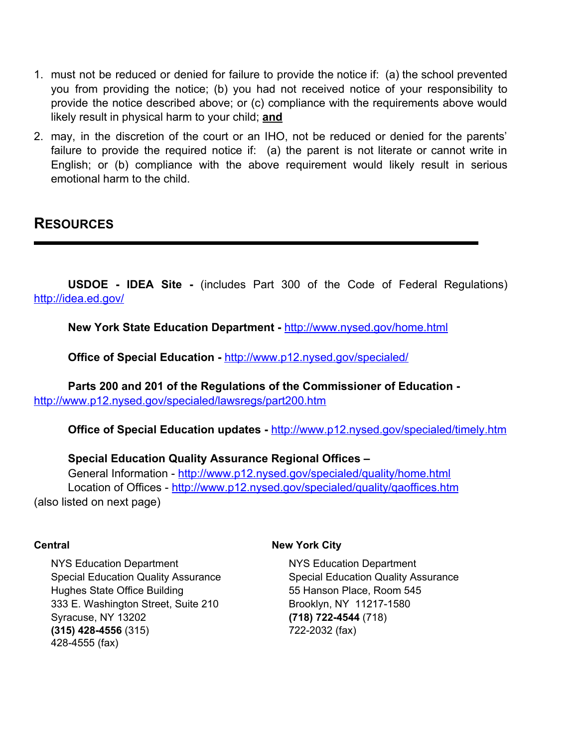1. must not be reduced or denied for failure to provide the notice if: (a) the school prevented you from providing the notice; (b) you had not received notice of your responsibility to provide the notice described above; or (c) compliance with the requirements above would likely result in physical harm to your child; **and**
2. may, in the discretion of the court or an IHO, not be reduced or denied for the parents' failure to provide the required notice if: (a) the parent is not literate or cannot write in English; or (b) compliance with the above requirement would likely result in serious emotional harm to the child.

## RESOURCES

**USDOE - IDEA Site -** (includes Part 300 of the Code of Federal Regulations) http://idea.ed.gov/

**New York State Education Department -** http://www.nysed.gov/home.html

**Office of Special Education -** http://www.p12.nysed.gov/specialed/

**Parts 200 and 201 of the Regulations of the Commissioner of Education -** http://www.p12.nysed.gov/specialed/lawsregs/part200.htm

**Office of Special Education updates -** http://www.p12.nysed.gov/specialed/timely.htm

**Special Education Quality Assurance Regional Offices –**
General Information - http://www.p12.nysed.gov/specialed/quality/home.html
Location of Offices - http://www.p12.nysed.gov/specialed/quality/qaoffices.htm
(also listed on next page)

**Central**

NYS Education Department
Special Education Quality Assurance
Hughes State Office Building
333 E. Washington Street, Suite 210
Syracuse, NY 13202
**(315) 428-4556** (315)
428-4555 (fax)

**New York City**

NYS Education Department
Special Education Quality Assurance
55 Hanson Place, Room 545
Brooklyn, NY 11217-1580
**(718) 722-4544** (718)
722-2032 (fax)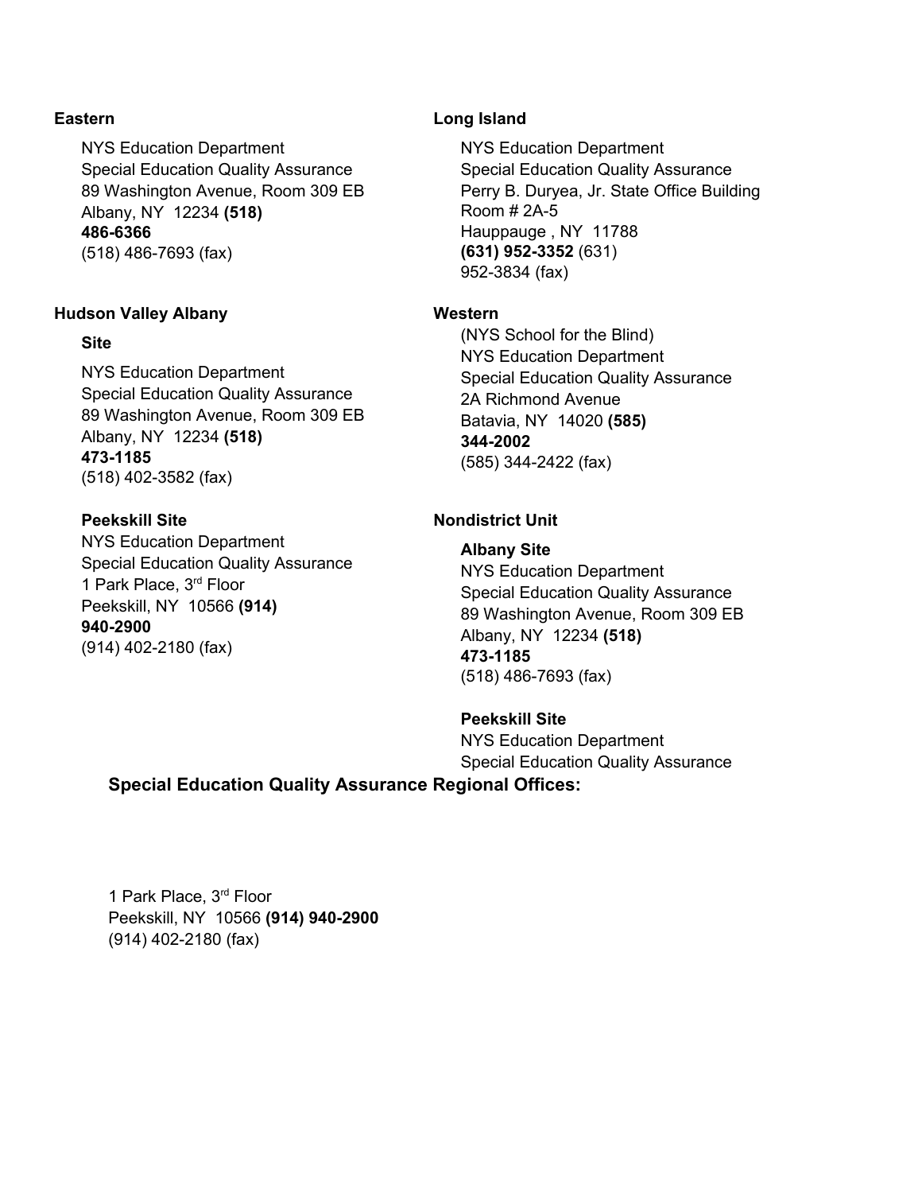## Special Education Quality Assurance Regional Offices:

**Eastern**

NYS Education Department
Special Education Quality Assurance
89 Washington Avenue, Room 309 EB
Albany, NY 12234 **(518) 486-6366**
(518) 486-7693 (fax)

**Hudson Valley Albany**

**Site**

NYS Education Department
Special Education Quality Assurance
89 Washington Avenue, Room 309 EB
Albany, NY 12234 **(518) 473-1185**
(518) 402-3582 (fax)

**Peekskill Site**

NYS Education Department
Special Education Quality Assurance
1 Park Place, 3rd Floor
Peekskill, NY 10566 **(914) 940-2900**
(914) 402-2180 (fax)

**Long Island**

NYS Education Department
Special Education Quality Assurance
Perry B. Duryea, Jr. State Office Building
Room # 2A-5
Hauppauge , NY 11788
**(631) 952-3352** (631) 952-3834 (fax)

**Western**

(NYS School for the Blind)
NYS Education Department
Special Education Quality Assurance
2A Richmond Avenue
Batavia, NY 14020 **(585) 344-2002**
(585) 344-2422 (fax)

**Nondistrict Unit**

**Albany Site**

NYS Education Department
Special Education Quality Assurance
89 Washington Avenue, Room 309 EB
Albany, NY 12234 **(518) 473-1185**
(518) 486-7693 (fax)

**Peekskill Site**

NYS Education Department
Special Education Quality Assurance
1 Park Place, 3rd Floor
Peekskill, NY 10566 **(914) 940-2900**
(914) 402-2180 (fax)